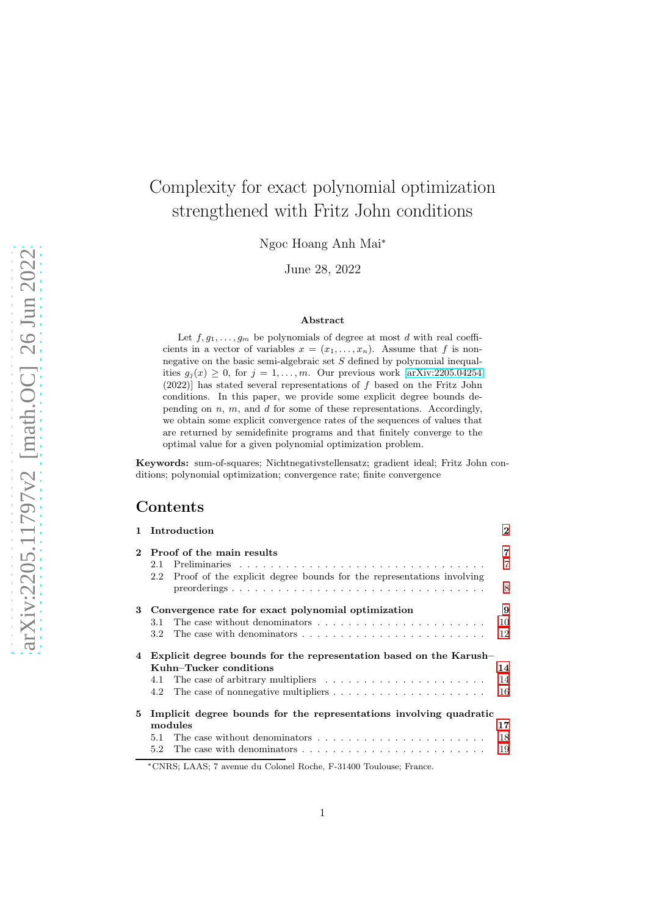# Complexity for exact polynomial optimization strengthened with Fritz John conditions

Ngoc Hoang Anh Mai*

June 28, 2022

## Abstract

Let $f, g_1, \ldots, g_m$ be polynomials of degree at most $d$ with real coefficients in a vector of variables $x = (x_1, \ldots, x_n)$. Assume that $f$ is nonnegative on the basic semi-algebraic set $S$ defined by polynomial inequalities $g_j(x) \geq 0$, for $j = 1, \ldots, m$. Our previous work [arXiv:2205.04254 (2022)] has stated several representations of $f$ based on the Fritz John conditions. In this paper, we provide some explicit degree bounds depending on $n$, $m$, and $d$ for some of these representations. Accordingly, we obtain some explicit convergence rates of the sequences of values that are returned by semidefinite programs and that finitely converge to the optimal value for a given polynomial optimization problem.

**Keywords:** sum-of-squares; Nichtnegativstellensatz; gradient ideal; Fritz John conditions; polynomial optimization; convergence rate; finite convergence

## Contents

- **1 Introduction** — 2
- **2 Proof of the main results** — 7
  - 2.1 Preliminaries — 7
  - 2.2 Proof of the explicit degree bounds for the representations involving preorderings — 8
- **3 Convergence rate for exact polynomial optimization** — 9
  - 3.1 The case without denominators — 10
  - 3.2 The case with denominators — 12
- **4 Explicit degree bounds for the representation based on the Karush–Kuhn–Tucker conditions** — 14
  - 4.1 The case of arbitrary multipliers — 14
  - 4.2 The case of nonnegative multipliers — 16
- **5 Implicit degree bounds for the representations involving quadratic modules** — 17
  - 5.1 The case without denominators — 18
  - 5.2 The case with denominators — 19

*CNRS; LAAS; 7 avenue du Colonel Roche, F-31400 Toulouse; France.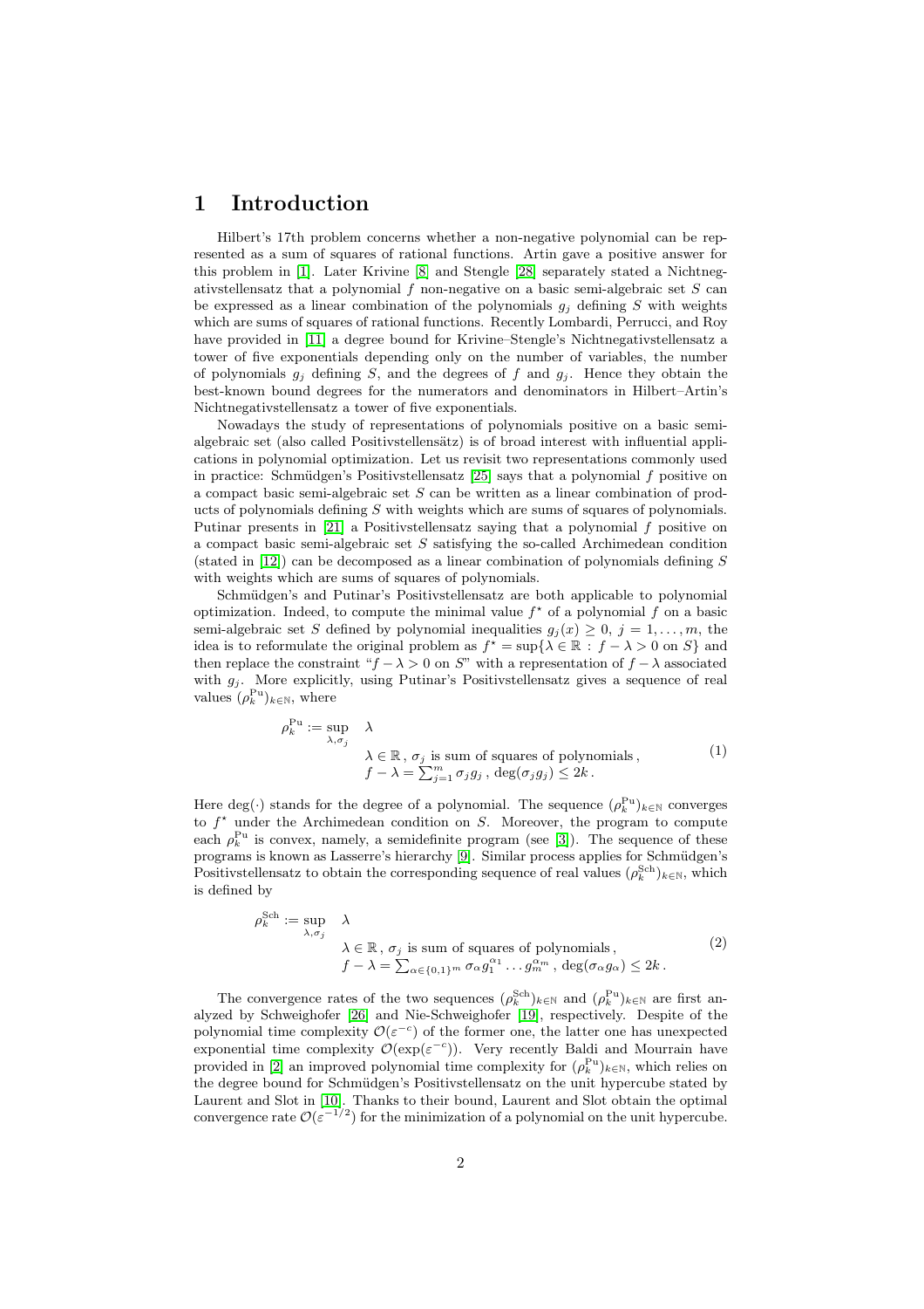# 1 Introduction

Hilbert's 17th problem concerns whether a non-negative polynomial can be represented as a sum of squares of rational functions. Artin gave a positive answer for this problem in [1]. Later Krivine [8] and Stengle [28] separately stated a Nichtnegativstellensatz that a polynomial $f$ non-negative on a basic semi-algebraic set $S$ can be expressed as a linear combination of the polynomials $g_j$ defining $S$ with weights which are sums of squares of rational functions. Recently Lombardi, Perrucci, and Roy have provided in [11] a degree bound for Krivine–Stengle's Nichtnegativstellensatz a tower of five exponentials depending only on the number of variables, the number of polynomials $g_j$ defining $S$, and the degrees of $f$ and $g_j$. Hence they obtain the best-known bound degrees for the numerators and denominators in Hilbert–Artin's Nichtnegativstellensatz a tower of five exponentials.

Nowadays the study of representations of polynomials positive on a basic semi-algebraic set (also called Positivstellensätz) is of broad interest with influential applications in polynomial optimization. Let us revisit two representations commonly used in practice: Schmüdgen's Positivstellensatz [25] says that a polynomial $f$ positive on a compact basic semi-algebraic set $S$ can be written as a linear combination of products of polynomials defining $S$ with weights which are sums of squares of polynomials. Putinar presents in [21] a Positivstellensatz saying that a polynomial $f$ positive on a compact basic semi-algebraic set $S$ satisfying the so-called Archimedean condition (stated in [12]) can be decomposed as a linear combination of polynomials defining $S$ with weights which are sums of squares of polynomials.

Schmüdgen's and Putinar's Positivstellensatz are both applicable to polynomial optimization. Indeed, to compute the minimal value $f^\star$ of a polynomial $f$ on a basic semi-algebraic set $S$ defined by polynomial inequalities $g_j(x) \ge 0$, $j = 1, \dots, m$, the idea is to reformulate the original problem as $f^\star = \sup\{\lambda \in \mathbb{R} : f - \lambda > 0 \text{ on } S\}$ and then replace the constraint "$f - \lambda > 0$ on $S$" with a representation of $f - \lambda$ associated with $g_j$. More explicitly, using Putinar's Positivstellensatz gives a sequence of real values $(\rho_k^{\mathrm{Pu}})_{k\in\mathbb{N}}$, where

$$\begin{array}{rl} \rho_k^{\mathrm{Pu}} := \sup\limits_{\lambda,\sigma_j} & \lambda \\ & \lambda \in \mathbb{R}\,,\ \sigma_j \text{ is sum of squares of polynomials}\,, \\ & f - \lambda = \sum_{j=1}^m \sigma_j g_j\,,\ \deg(\sigma_j g_j) \le 2k\,. \end{array} \tag{1}$$

Here $\deg(\cdot)$ stands for the degree of a polynomial. The sequence $(\rho_k^{\mathrm{Pu}})_{k\in\mathbb{N}}$ converges to $f^\star$ under the Archimedean condition on $S$. Moreover, the program to compute each $\rho_k^{\mathrm{Pu}}$ is convex, namely, a semidefinite program (see [3]). The sequence of these programs is known as Lasserre's hierarchy [9]. Similar process applies for Schmüdgen's Positivstellensatz to obtain the corresponding sequence of real values $(\rho_k^{\mathrm{Sch}})_{k\in\mathbb{N}}$, which is defined by

$$\begin{array}{rl} \rho_k^{\mathrm{Sch}} := \sup\limits_{\lambda,\sigma_j} & \lambda \\ & \lambda \in \mathbb{R}\,,\ \sigma_j \text{ is sum of squares of polynomials}\,, \\ & f - \lambda = \sum_{\alpha\in\{0,1\}^m} \sigma_\alpha g_1^{\alpha_1}\dots g_m^{\alpha_m}\,,\ \deg(\sigma_\alpha g_\alpha) \le 2k\,. \end{array} \tag{2}$$

The convergence rates of the two sequences $(\rho_k^{\mathrm{Sch}})_{k\in\mathbb{N}}$ and $(\rho_k^{\mathrm{Pu}})_{k\in\mathbb{N}}$ are first analyzed by Schweighofer [26] and Nie-Schweighofer [19], respectively. Despite of the polynomial time complexity $\mathcal{O}(\varepsilon^{-c})$ of the former one, the latter one has unexpected exponential time complexity $\mathcal{O}(\exp(\varepsilon^{-c}))$. Very recently Baldi and Mourrain have provided in [2] an improved polynomial time complexity for $(\rho_k^{\mathrm{Pu}})_{k\in\mathbb{N}}$, which relies on the degree bound for Schmüdgen's Positivstellensatz on the unit hypercube stated by Laurent and Slot in [10]. Thanks to their bound, Laurent and Slot obtain the optimal convergence rate $\mathcal{O}(\varepsilon^{-1/2})$ for the minimization of a polynomial on the unit hypercube.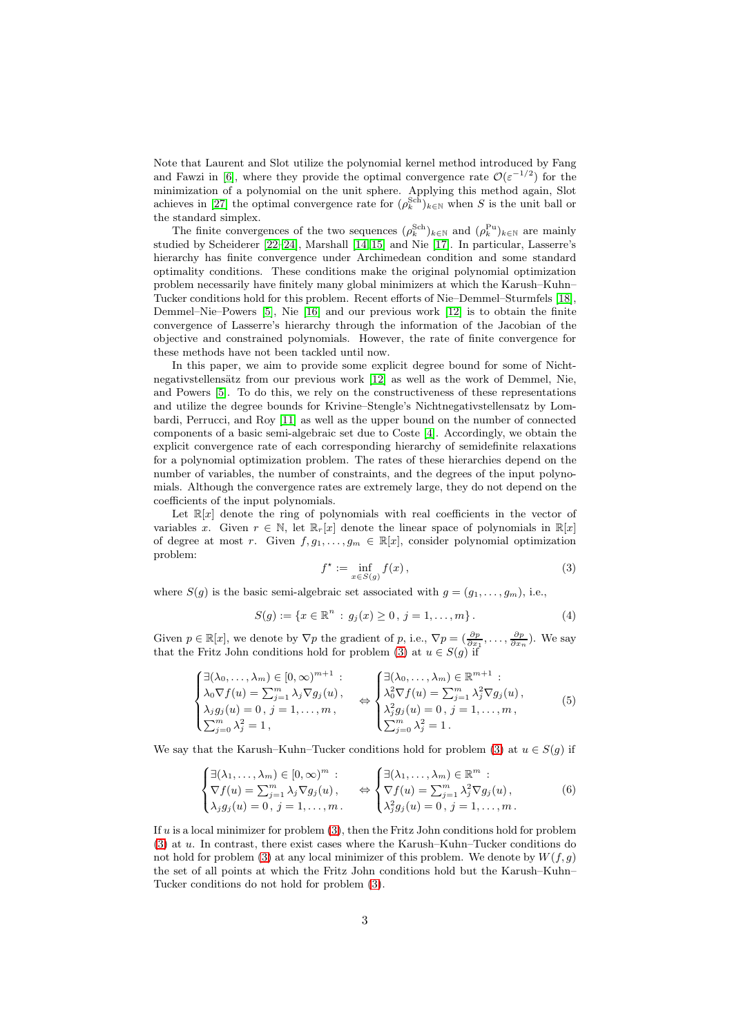Note that Laurent and Slot utilize the polynomial kernel method introduced by Fang and Fawzi in [6], where they provide the optimal convergence rate $\mathcal{O}(\varepsilon^{-1/2})$ for the minimization of a polynomial on the unit sphere. Applying this method again, Slot achieves in [27] the optimal convergence rate for $(\rho_k^{\rm Sch})_{k\in\mathbb{N}}$ when $S$ is the unit ball or the standard simplex.

The finite convergences of the two sequences $(\rho_k^{\rm Sch})_{k\in\mathbb{N}}$ and $(\rho_k^{\rm Pu})_{k\in\mathbb{N}}$ are mainly studied by Scheiderer [22–24], Marshall [14, 15] and Nie [17]. In particular, Lasserre's hierarchy has finite convergence under Archimedean condition and some standard optimality conditions. These conditions make the original polynomial optimization problem necessarily have finitely many global minimizers at which the Karush–Kuhn–Tucker conditions hold for this problem. Recent efforts of Nie–Demmel–Sturmfels [18], Demmel–Nie–Powers [5], Nie [16] and our previous work [12] is to obtain the finite convergence of Lasserre's hierarchy through the information of the Jacobian of the objective and constrained polynomials. However, the rate of finite convergence for these methods have not been tackled until now.

In this paper, we aim to provide some explicit degree bound for some of Nichtnegativstellensätz from our previous work [12] as well as the work of Demmel, Nie, and Powers [5]. To do this, we rely on the constructiveness of these representations and utilize the degree bounds for Krivine–Stengle's Nichtnegativstellensatz by Lombardi, Perrucci, and Roy [11] as well as the upper bound on the number of connected components of a basic semi-algebraic set due to Coste [4]. Accordingly, we obtain the explicit convergence rate of each corresponding hierarchy of semidefinite relaxations for a polynomial optimization problem. The rates of these hierarchies depend on the number of variables, the number of constraints, and the degrees of the input polynomials. Although the convergence rates are extremely large, they do not depend on the coefficients of the input polynomials.

Let $\mathbb{R}[x]$ denote the ring of polynomials with real coefficients in the vector of variables $x$. Given $r\in\mathbb{N}$, let $\mathbb{R}_r[x]$ denote the linear space of polynomials in $\mathbb{R}[x]$ of degree at most $r$. Given $f,g_1,\dots,g_m\in\mathbb{R}[x]$, consider polynomial optimization problem:

$$f^\star := \inf_{x\in S(g)} f(x)\,, \tag{3}$$

where $S(g)$ is the basic semi-algebraic set associated with $g=(g_1,\dots,g_m)$, i.e.,

$$S(g) := \{x\in\mathbb{R}^n\,:\, g_j(x)\ge 0\,,\, j=1,\dots,m\}\,. \tag{4}$$

Given $p\in\mathbb{R}[x]$, we denote by $\nabla p$ the gradient of $p$, i.e., $\nabla p = (\frac{\partial p}{\partial x_1},\dots,\frac{\partial p}{\partial x_n})$. We say that the Fritz John conditions hold for problem (3) at $u\in S(g)$ if

$$\begin{cases}\exists(\lambda_0,\dots,\lambda_m)\in[0,\infty)^{m+1}\,:\\ \lambda_0\nabla f(u)=\sum_{j=1}^m\lambda_j\nabla g_j(u)\,,\\ \lambda_j g_j(u)=0\,,\, j=1,\dots,m\,,\\ \sum_{j=0}^m\lambda_j^2=1\,,\end{cases}\Leftrightarrow\begin{cases}\exists(\lambda_0,\dots,\lambda_m)\in\mathbb{R}^{m+1}\,:\\ \lambda_0^2\nabla f(u)=\sum_{j=1}^m\lambda_j^2\nabla g_j(u)\,,\\ \lambda_j^2 g_j(u)=0\,,\, j=1,\dots,m\,,\\ \sum_{j=0}^m\lambda_j^2=1\,.\end{cases} \tag{5}$$

We say that the Karush–Kuhn–Tucker conditions hold for problem (3) at $u\in S(g)$ if

$$\begin{cases}\exists(\lambda_1,\dots,\lambda_m)\in[0,\infty)^{m}\,:\\ \nabla f(u)=\sum_{j=1}^m\lambda_j\nabla g_j(u)\,,\\ \lambda_j g_j(u)=0\,,\, j=1,\dots,m\,.\end{cases}\Leftrightarrow\begin{cases}\exists(\lambda_1,\dots,\lambda_m)\in\mathbb{R}^{m}\,:\\ \nabla f(u)=\sum_{j=1}^m\lambda_j^2\nabla g_j(u)\,,\\ \lambda_j^2 g_j(u)=0\,,\, j=1,\dots,m\,.\end{cases} \tag{6}$$

If $u$ is a local minimizer for problem (3), then the Fritz John conditions hold for problem (3) at $u$. In contrast, there exist cases where the Karush–Kuhn–Tucker conditions do not hold for problem (3) at any local minimizer of this problem. We denote by $W(f,g)$ the set of all points at which the Fritz John conditions hold but the Karush–Kuhn–Tucker conditions do not hold for problem (3).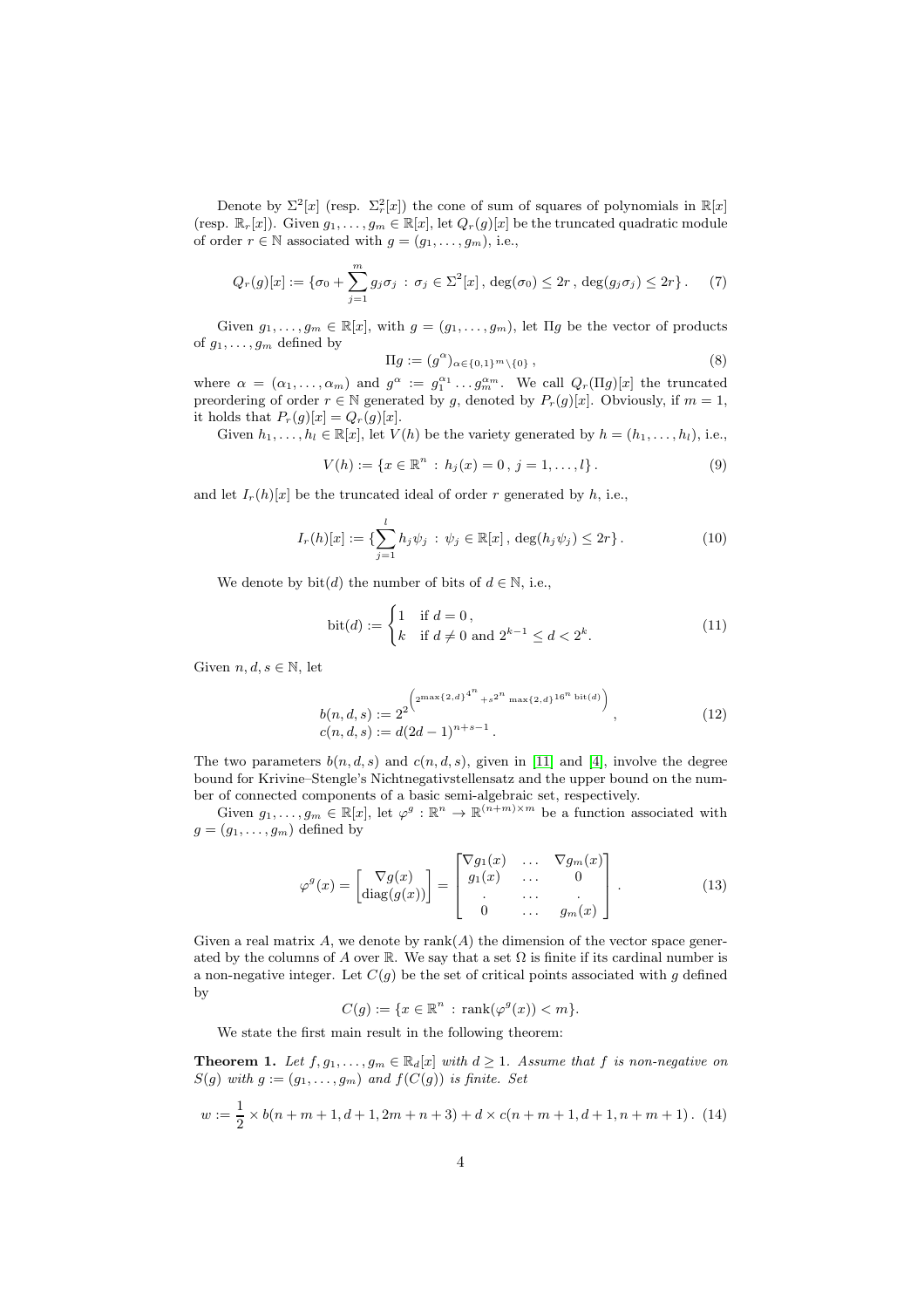Denote by $\Sigma^2[x]$ (resp. $\Sigma^2_r[x]$) the cone of sum of squares of polynomials in $\mathbb{R}[x]$ (resp. $\mathbb{R}_r[x]$). Given $g_1,\dots,g_m \in \mathbb{R}[x]$, let $Q_r(g)[x]$ be the truncated quadratic module of order $r \in \mathbb{N}$ associated with $g = (g_1,\dots,g_m)$, i.e.,

$$Q_r(g)[x] := \{\sigma_0 + \sum_{j=1}^m g_j\sigma_j \,:\, \sigma_j \in \Sigma^2[x]\,,\, \deg(\sigma_0) \le 2r\,,\, \deg(g_j\sigma_j) \le 2r\}\,. \tag{7}$$

Given $g_1,\dots,g_m \in \mathbb{R}[x]$, with $g = (g_1,\dots,g_m)$, let $\Pi g$ be the vector of products of $g_1,\dots,g_m$ defined by

$$\Pi g := (g^\alpha)_{\alpha \in \{0,1\}^m \setminus \{0\}}\,, \tag{8}$$

where $\alpha = (\alpha_1,\dots,\alpha_m)$ and $g^\alpha := g_1^{\alpha_1}\dots g_m^{\alpha_m}$. We call $Q_r(\Pi g)[x]$ the truncated preordering of order $r \in \mathbb{N}$ generated by $g$, denoted by $P_r(g)[x]$. Obviously, if $m = 1$, it holds that $P_r(g)[x] = Q_r(g)[x]$.

Given $h_1,\dots,h_l \in \mathbb{R}[x]$, let $V(h)$ be the variety generated by $h = (h_1,\dots,h_l)$, i.e.,

$$V(h) := \{x \in \mathbb{R}^n \,:\, h_j(x) = 0\,,\, j = 1,\dots,l\}\,. \tag{9}$$

and let $I_r(h)[x]$ be the truncated ideal of order $r$ generated by $h$, i.e.,

$$I_r(h)[x] := \{\sum_{j=1}^l h_j\psi_j \,:\, \psi_j \in \mathbb{R}[x]\,,\, \deg(h_j\psi_j) \le 2r\}\,. \tag{10}$$

We denote by $\mathrm{bit}(d)$ the number of bits of $d \in \mathbb{N}$, i.e.,

$$\mathrm{bit}(d) := \begin{cases} 1 & \text{if } d = 0\,,\\ k & \text{if } d \ne 0 \text{ and } 2^{k-1} \le d < 2^k. \end{cases} \tag{11}$$

Given $n, d, s \in \mathbb{N}$, let

$$\begin{array}{l} b(n,d,s) := 2^{2^{\left(2^{\max\{2,d\}^{4^n}} + s^{2^n}\max\{2,d\}^{16^n \mathrm{bit}(d)}\right)}}\,,\\ c(n,d,s) := d(2d-1)^{n+s-1}\,. \end{array} \tag{12}$$

The two parameters $b(n,d,s)$ and $c(n,d,s)$, given in [11] and [4], involve the degree bound for Krivine–Stengle's Nichtnegativstellensatz and the upper bound on the number of connected components of a basic semi-algebraic set, respectively.

Given $g_1,\dots,g_m \in \mathbb{R}[x]$, let $\varphi^g : \mathbb{R}^n \to \mathbb{R}^{(n+m)\times m}$ be a function associated with $g = (g_1,\dots,g_m)$ defined by

$$\varphi^g(x) = \begin{bmatrix} \nabla g(x) \\ \mathrm{diag}(g(x)) \end{bmatrix} = \begin{bmatrix} \nabla g_1(x) & \dots & \nabla g_m(x) \\ g_1(x) & \dots & 0 \\ . & \dots & . \\ 0 & \dots & g_m(x) \end{bmatrix}\,. \tag{13}$$

Given a real matrix $A$, we denote by $\mathrm{rank}(A)$ the dimension of the vector space generated by the columns of $A$ over $\mathbb{R}$. We say that a set $\Omega$ is finite if its cardinal number is a non-negative integer. Let $C(g)$ be the set of critical points associated with $g$ defined by

$$C(g) := \{x \in \mathbb{R}^n \,:\, \mathrm{rank}(\varphi^g(x)) < m\}.$$

We state the first main result in the following theorem:

**Theorem 1.** *Let $f, g_1,\dots,g_m \in \mathbb{R}_d[x]$ with $d \ge 1$. Assume that $f$ is non-negative on $S(g)$ with $g := (g_1,\dots,g_m)$ and $f(C(g))$ is finite. Set*

$$w := \frac{1}{2} \times b(n+m+1, d+1, 2m+n+3) + d \times c(n+m+1, d+1, n+m+1)\,. \tag{14}$$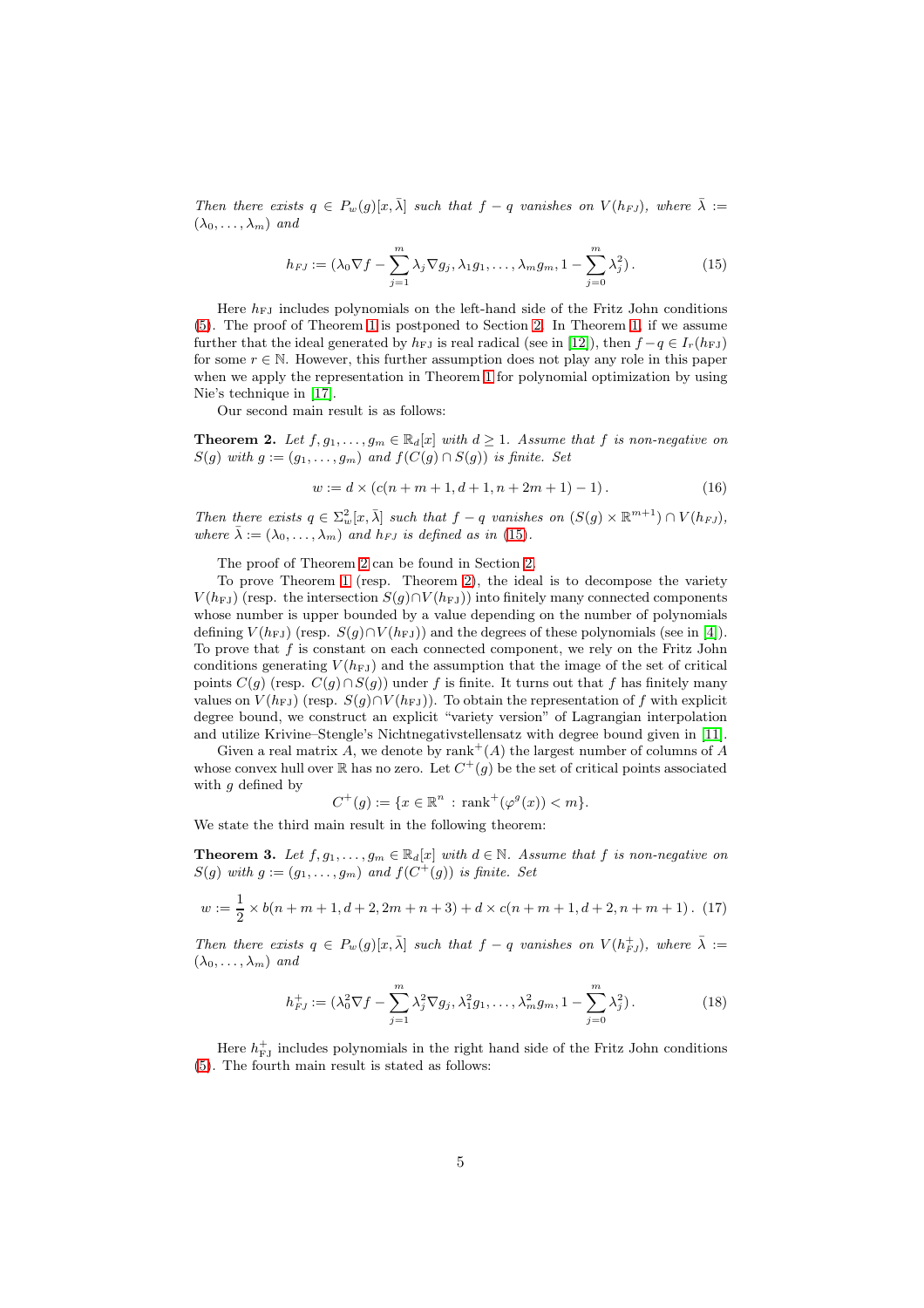*Then there exists $q \in P_w(g)[x,\bar\lambda]$ such that $f - q$ vanishes on $V(h_{FJ})$, where $\bar\lambda := (\lambda_0,\dots,\lambda_m)$ and*

$$h_{FJ} := (\lambda_0 \nabla f - \sum_{j=1}^m \lambda_j \nabla g_j, \lambda_1 g_1, \dots, \lambda_m g_m, 1 - \sum_{j=0}^m \lambda_j^2)\,. \tag{15}$$

Here $h_{\rm FJ}$ includes polynomials on the left-hand side of the Fritz John conditions (5). The proof of Theorem 1 is postponed to Section 2. In Theorem 1, if we assume further that the ideal generated by $h_{\rm FJ}$ is real radical (see in [12]), then $f - q \in I_r(h_{\rm FJ})$ for some $r \in \mathbb{N}$. However, this further assumption does not play any role in this paper when we apply the representation in Theorem 1 for polynomial optimization by using Nie's technique in [17].

Our second main result is as follows:

**Theorem 2.** *Let $f, g_1, \dots, g_m \in \mathbb{R}_d[x]$ with $d \ge 1$. Assume that $f$ is non-negative on $S(g)$ with $g := (g_1,\dots,g_m)$ and $f(C(g) \cap S(g))$ is finite. Set*

$$w := d \times (c(n+m+1, d+1, n+2m+1) - 1)\,. \tag{16}$$

*Then there exists $q \in \Sigma_w^2[x,\bar\lambda]$ such that $f - q$ vanishes on $(S(g) \times \mathbb{R}^{m+1}) \cap V(h_{FJ})$, where $\bar\lambda := (\lambda_0,\dots,\lambda_m)$ and $h_{FJ}$ is defined as in (15).*

The proof of Theorem 2 can be found in Section 2.

To prove Theorem 1 (resp. Theorem 2), the ideal is to decompose the variety $V(h_{\rm FJ})$ (resp. the intersection $S(g) \cap V(h_{\rm FJ})$) into finitely many connected components whose number is upper bounded by a value depending on the number of polynomials defining $V(h_{\rm FJ})$ (resp. $S(g) \cap V(h_{\rm FJ})$) and the degrees of these polynomials (see in [4]). To prove that $f$ is constant on each connected component, we rely on the Fritz John conditions generating $V(h_{\rm FJ})$ and the assumption that the image of the set of critical points $C(g)$ (resp. $C(g) \cap S(g)$) under $f$ is finite. It turns out that $f$ has finitely many values on $V(h_{\rm FJ})$ (resp. $S(g) \cap V(h_{\rm FJ})$). To obtain the representation of $f$ with explicit degree bound, we construct an explicit "variety version" of Lagrangian interpolation and utilize Krivine–Stengle's Nichtnegativstellensatz with degree bound given in [11].

Given a real matrix $A$, we denote by $\operatorname{rank}^+(A)$ the largest number of columns of $A$ whose convex hull over $\mathbb{R}$ has no zero. Let $C^+(g)$ be the set of critical points associated with $g$ defined by

$$C^+(g) := \{x \in \mathbb{R}^n \,:\, \operatorname{rank}^+(\varphi^g(x)) < m\}.$$

We state the third main result in the following theorem:

**Theorem 3.** *Let $f, g_1, \dots, g_m \in \mathbb{R}_d[x]$ with $d \in \mathbb{N}$. Assume that $f$ is non-negative on $S(g)$ with $g := (g_1,\dots,g_m)$ and $f(C^+(g))$ is finite. Set*

$$w := \frac{1}{2} \times b(n+m+1, d+2, 2m+n+3) + d \times c(n+m+1, d+2, n+m+1)\,. \tag{17}$$

*Then there exists $q \in P_w(g)[x,\bar\lambda]$ such that $f - q$ vanishes on $V(h_{FJ}^+)$, where $\bar\lambda := (\lambda_0,\dots,\lambda_m)$ and*

$$h_{FJ}^+ := (\lambda_0^2 \nabla f - \sum_{j=1}^m \lambda_j^2 \nabla g_j, \lambda_1^2 g_1, \dots, \lambda_m^2 g_m, 1 - \sum_{j=0}^m \lambda_j^2)\,. \tag{18}$$

Here $h_{\rm FJ}^+$ includes polynomials in the right hand side of the Fritz John conditions (5). The fourth main result is stated as follows: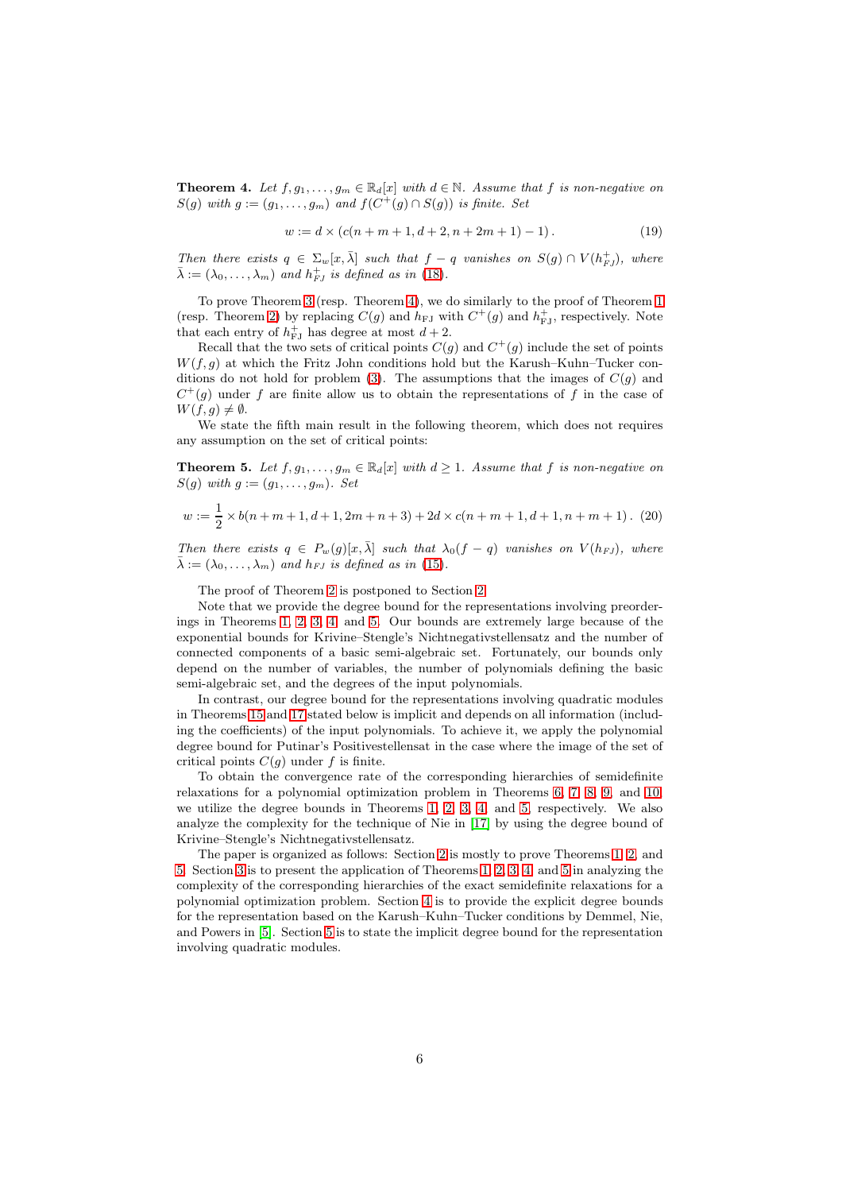**Theorem 4.** *Let $f, g_1, \dots, g_m \in \mathbb{R}_d[x]$ with $d \in \mathbb{N}$. Assume that $f$ is non-negative on $S(g)$ with $g := (g_1, \dots, g_m)$ and $f(C^+(g) \cap S(g))$ is finite. Set*

$$w := d \times (c(n+m+1, d+2, n+2m+1) - 1) . \tag{19}$$

*Then there exists $q \in \Sigma_w[x, \bar{\lambda}]$ such that $f - q$ vanishes on $S(g) \cap V(h^+_{FJ})$, where $\bar{\lambda} := (\lambda_0, \dots, \lambda_m)$ and $h^+_{FJ}$ is defined as in (18).*

To prove Theorem 3 (resp. Theorem 4), we do similarly to the proof of Theorem 1 (resp. Theorem 2) by replacing $C(g)$ and $h_{\text{FJ}}$ with $C^+(g)$ and $h^+_{\text{FJ}}$, respectively. Note that each entry of $h^+_{\text{FJ}}$ has degree at most $d + 2$.

Recall that the two sets of critical points $C(g)$ and $C^+(g)$ include the set of points $W(f, g)$ at which the Fritz John conditions hold but the Karush–Kuhn–Tucker conditions do not hold for problem (3). The assumptions that the images of $C(g)$ and $C^+(g)$ under $f$ are finite allow us to obtain the representations of $f$ in the case of $W(f, g) \neq \emptyset$.

We state the fifth main result in the following theorem, which does not requires any assumption on the set of critical points:

**Theorem 5.** *Let $f, g_1, \dots, g_m \in \mathbb{R}_d[x]$ with $d \geq 1$. Assume that $f$ is non-negative on $S(g)$ with $g := (g_1, \dots, g_m)$. Set*

$$w := \frac{1}{2} \times b(n+m+1, d+1, 2m+n+3) + 2d \times c(n+m+1, d+1, n+m+1) . \tag{20}$$

*Then there exists $q \in P_w(g)[x, \bar{\lambda}]$ such that $\lambda_0(f - q)$ vanishes on $V(h_{FJ})$, where $\bar{\lambda} := (\lambda_0, \dots, \lambda_m)$ and $h_{FJ}$ is defined as in (15).*

The proof of Theorem 2 is postponed to Section 2.

Note that we provide the degree bound for the representations involving preorderings in Theorems 1, 2, 3, 4, and 5. Our bounds are extremely large because of the exponential bounds for Krivine–Stengle's Nichtnegativstellensatz and the number of connected components of a basic semi-algebraic set. Fortunately, our bounds only depend on the number of variables, the number of polynomials defining the basic semi-algebraic set, and the degrees of the input polynomials.

In contrast, our degree bound for the representations involving quadratic modules in Theorems 15 and 17 stated below is implicit and depends on all information (including the coefficients) of the input polynomials. To achieve it, we apply the polynomial degree bound for Putinar's Positivestellensat in the case where the image of the set of critical points $C(g)$ under $f$ is finite.

To obtain the convergence rate of the corresponding hierarchies of semidefinite relaxations for a polynomial optimization problem in Theorems 6, 7, 8, 9, and 10, we utilize the degree bounds in Theorems 1, 2, 3, 4, and 5, respectively. We also analyze the complexity for the technique of Nie in [17] by using the degree bound of Krivine–Stengle's Nichtnegativstellensatz.

The paper is organized as follows: Section 2 is mostly to prove Theorems 1, 2, and 5. Section 3 is to present the application of Theorems 1, 2, 3, 4, and 5 in analyzing the complexity of the corresponding hierarchies of the exact semidefinite relaxations for a polynomial optimization problem. Section 4 is to provide the explicit degree bounds for the representation based on the Karush–Kuhn–Tucker conditions by Demmel, Nie, and Powers in [5]. Section 5 is to state the implicit degree bound for the representation involving quadratic modules.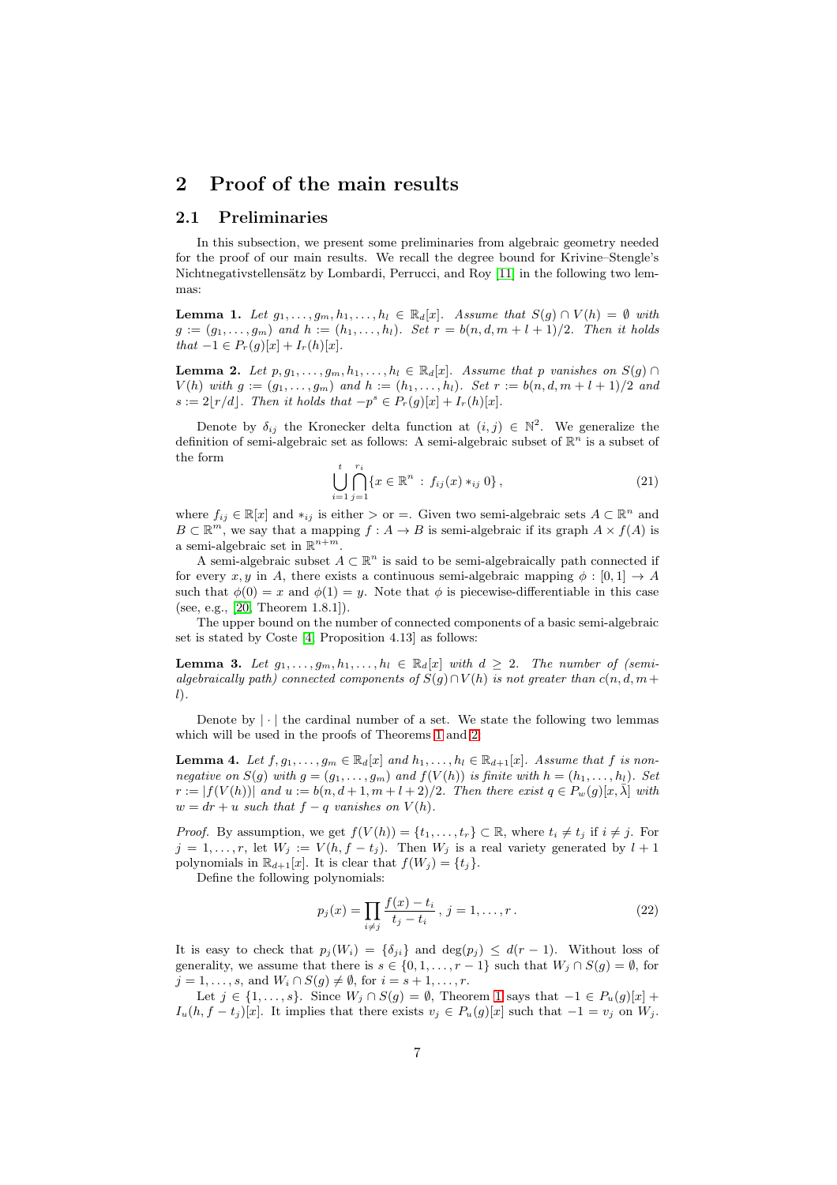## 2 Proof of the main results

### 2.1 Preliminaries

In this subsection, we present some preliminaries from algebraic geometry needed for the proof of our main results. We recall the degree bound for Krivine–Stengle's Nichtnegativstellensätz by Lombardi, Perrucci, and Roy [11] in the following two lemmas:

**Lemma 1.** *Let $g_1,\dots,g_m,h_1,\dots,h_l \in \mathbb{R}_d[x]$. Assume that $S(g)\cap V(h)=\emptyset$ with $g:=(g_1,\dots,g_m)$ and $h:=(h_1,\dots,h_l)$. Set $r=b(n,d,m+l+1)/2$. Then it holds that $-1\in P_r(g)[x]+I_r(h)[x]$.*

**Lemma 2.** *Let $p,g_1,\dots,g_m,h_1,\dots,h_l \in \mathbb{R}_d[x]$. Assume that $p$ vanishes on $S(g)\cap V(h)$ with $g:=(g_1,\dots,g_m)$ and $h:=(h_1,\dots,h_l)$. Set $r:=b(n,d,m+l+1)/2$ and $s:=2\lfloor r/d\rfloor$. Then it holds that $-p^s\in P_r(g)[x]+I_r(h)[x]$.*

Denote by $\delta_{ij}$ the Kronecker delta function at $(i,j)\in\mathbb{N}^2$. We generalize the definition of semi-algebraic set as follows: A semi-algebraic subset of $\mathbb{R}^n$ is a subset of the form

$$\bigcup_{i=1}^{t}\bigcap_{j=1}^{r_i}\{x\in\mathbb{R}^n\,:\,f_{ij}(x)*_{ij}0\}\,,\tag{21}$$

where $f_{ij}\in\mathbb{R}[x]$ and $*_{ij}$ is either $>$ or $=$. Given two semi-algebraic sets $A\subset\mathbb{R}^n$ and $B\subset\mathbb{R}^m$, we say that a mapping $f:A\to B$ is semi-algebraic if its graph $A\times f(A)$ is a semi-algebraic set in $\mathbb{R}^{n+m}$.

A semi-algebraic subset $A\subset\mathbb{R}^n$ is said to be semi-algebraically path connected if for every $x,y$ in $A$, there exists a continuous semi-algebraic mapping $\phi:[0,1]\to A$ such that $\phi(0)=x$ and $\phi(1)=y$. Note that $\phi$ is piecewise-differentiable in this case (see, e.g., [20, Theorem 1.8.1]).

The upper bound on the number of connected components of a basic semi-algebraic set is stated by Coste [4, Proposition 4.13] as follows:

**Lemma 3.** *Let $g_1,\dots,g_m,h_1,\dots,h_l\in\mathbb{R}_d[x]$ with $d\ge 2$. The number of (semi-algebraically path) connected components of $S(g)\cap V(h)$ is not greater than $c(n,d,m+l)$.*

Denote by $|\cdot|$ the cardinal number of a set. We state the following two lemmas which will be used in the proofs of Theorems 1 and 2.

**Lemma 4.** *Let $f,g_1,\dots,g_m\in\mathbb{R}_d[x]$ and $h_1,\dots,h_l\in\mathbb{R}_{d+1}[x]$. Assume that $f$ is non-negative on $S(g)$ with $g=(g_1,\dots,g_m)$ and $f(V(h))$ is finite with $h=(h_1,\dots,h_l)$. Set $r:=|f(V(h))|$ and $u:=b(n,d+1,m+l+2)/2$. Then there exist $q\in P_w(g)[x,\bar\lambda]$ with $w=dr+u$ such that $f-q$ vanishes on $V(h)$.*

*Proof.* By assumption, we get $f(V(h))=\{t_1,\dots,t_r\}\subset\mathbb{R}$, where $t_i\neq t_j$ if $i\neq j$. For $j=1,\dots,r$, let $W_j:=V(h,f-t_j)$. Then $W_j$ is a real variety generated by $l+1$ polynomials in $\mathbb{R}_{d+1}[x]$. It is clear that $f(W_j)=\{t_j\}$.

Define the following polynomials:

$$p_j(x)=\prod_{i\neq j}\frac{f(x)-t_i}{t_j-t_i}\,,\ j=1,\dots,r\,.\tag{22}$$

It is easy to check that $p_j(W_i)=\{\delta_{ji}\}$ and $\deg(p_j)\le d(r-1)$. Without loss of generality, we assume that there is $s\in\{0,1,\dots,r-1\}$ such that $W_j\cap S(g)=\emptyset$, for $j=1,\dots,s$, and $W_i\cap S(g)\neq\emptyset$, for $i=s+1,\dots,r$.

Let $j\in\{1,\dots,s\}$. Since $W_j\cap S(g)=\emptyset$, Theorem 1 says that $-1\in P_u(g)[x]+I_u(h,f-t_j)[x]$. It implies that there exists $v_j\in P_u(g)[x]$ such that $-1=v_j$ on $W_j$.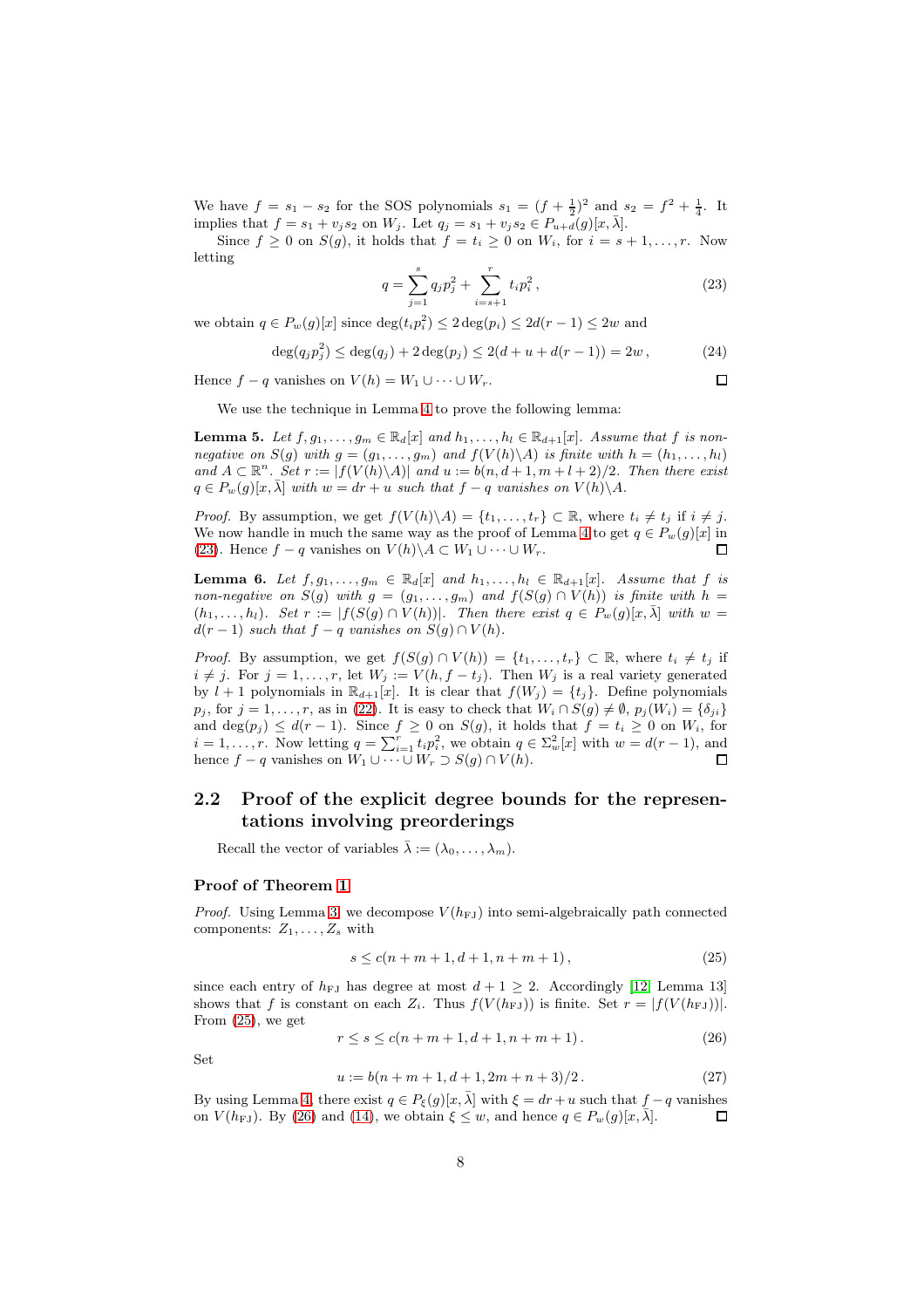We have $f = s_1 - s_2$ for the SOS polynomials $s_1 = (f + \frac{1}{2})^2$ and $s_2 = f^2 + \frac{1}{4}$. It implies that $f = s_1 + v_j s_2$ on $W_j$. Let $q_j = s_1 + v_j s_2 \in P_{u+d}(g)[x, \bar{\lambda}]$.

Since $f \geq 0$ on $S(g)$, it holds that $f = t_i \geq 0$ on $W_i$, for $i = s+1, \ldots, r$. Now letting

$$q = \sum_{j=1}^{s} q_j p_j^2 + \sum_{i=s+1}^{r} t_i p_i^2 \,, \tag{23}$$

we obtain $q \in P_w(g)[x]$ since $\deg(t_i p_i^2) \leq 2\deg(p_i) \leq 2d(r-1) \leq 2w$ and

$$\deg(q_j p_j^2) \leq \deg(q_j) + 2\deg(p_j) \leq 2(d + u + d(r-1)) = 2w \,, \tag{24}$$

Hence $f - q$ vanishes on $V(h) = W_1 \cup \cdots \cup W_r$. ◻

We use the technique in Lemma 4 to prove the following lemma:

**Lemma 5.** *Let $f, g_1, \ldots, g_m \in \mathbb{R}_d[x]$ and $h_1, \ldots, h_l \in \mathbb{R}_{d+1}[x]$. Assume that $f$ is non-negative on $S(g)$ with $g = (g_1, \ldots, g_m)$ and $f(V(h)\backslash A)$ is finite with $h = (h_1, \ldots, h_l)$ and $A \subset \mathbb{R}^n$. Set $r := |f(V(h)\backslash A)|$ and $u := b(n, d+1, m+l+2)/2$. Then there exist $q \in P_w(g)[x, \bar{\lambda}]$ with $w = dr + u$ such that $f - q$ vanishes on $V(h)\backslash A$.*

*Proof.* By assumption, we get $f(V(h)\backslash A) = \{t_1, \ldots, t_r\} \subset \mathbb{R}$, where $t_i \neq t_j$ if $i \neq j$. We now handle in much the same way as the proof of Lemma 4 to get $q \in P_w(g)[x]$ in (23). Hence $f - q$ vanishes on $V(h)\backslash A \subset W_1 \cup \cdots \cup W_r$. ◻

**Lemma 6.** *Let $f, g_1, \ldots, g_m \in \mathbb{R}_d[x]$ and $h_1, \ldots, h_l \in \mathbb{R}_{d+1}[x]$. Assume that $f$ is non-negative on $S(g)$ with $g = (g_1, \ldots, g_m)$ and $f(S(g) \cap V(h))$ is finite with $h = (h_1, \ldots, h_l)$. Set $r := |f(S(g) \cap V(h))|$. Then there exist $q \in P_w(g)[x, \bar{\lambda}]$ with $w = d(r-1)$ such that $f - q$ vanishes on $S(g) \cap V(h)$.*

*Proof.* By assumption, we get $f(S(g) \cap V(h)) = \{t_1, \ldots, t_r\} \subset \mathbb{R}$, where $t_i \neq t_j$ if $i \neq j$. For $j = 1, \ldots, r$, let $W_j := V(h, f - t_j)$. Then $W_j$ is a real variety generated by $l+1$ polynomials in $\mathbb{R}_{d+1}[x]$. It is clear that $f(W_j) = \{t_j\}$. Define polynomials $p_j$, for $j = 1, \ldots, r$, as in (22). It is easy to check that $W_i \cap S(g) \neq \emptyset$, $p_j(W_i) = \{\delta_{ji}\}$ and $\deg(p_j) \leq d(r-1)$. Since $f \geq 0$ on $S(g)$, it holds that $f = t_i \geq 0$ on $W_i$, for $i = 1, \ldots, r$. Now letting $q = \sum_{i=1}^{r} t_i p_i^2$, we obtain $q \in \Sigma_w^2[x]$ with $w = d(r-1)$, and hence $f - q$ vanishes on $W_1 \cup \cdots \cup W_r \supset S(g) \cap V(h)$. ◻

## 2.2 Proof of the explicit degree bounds for the representations involving preorderings

Recall the vector of variables $\bar{\lambda} := (\lambda_0, \ldots, \lambda_m)$.

### Proof of Theorem 1

*Proof.* Using Lemma 3, we decompose $V(h_{\mathrm{FJ}})$ into semi-algebraically path connected components: $Z_1, \ldots, Z_s$ with

$$s \leq c(n+m+1, d+1, n+m+1) \,, \tag{25}$$

since each entry of $h_{\mathrm{FJ}}$ has degree at most $d+1 \geq 2$. Accordingly [12, Lemma 13] shows that $f$ is constant on each $Z_i$. Thus $f(V(h_{\mathrm{FJ}}))$ is finite. Set $r = |f(V(h_{\mathrm{FJ}}))|$. From (25), we get

$$r \leq s \leq c(n+m+1, d+1, n+m+1) \,. \tag{26}$$

Set

$$u := b(n+m+1, d+1, 2m+n+3)/2 \,. \tag{27}$$

By using Lemma 4, there exist $q \in P_\xi(g)[x, \bar{\lambda}]$ with $\xi = dr + u$ such that $f - q$ vanishes on $V(h_{\mathrm{FJ}})$. By (26) and (14), we obtain $\xi \leq w$, and hence $q \in P_w(g)[x, \bar{\lambda}]$. ◻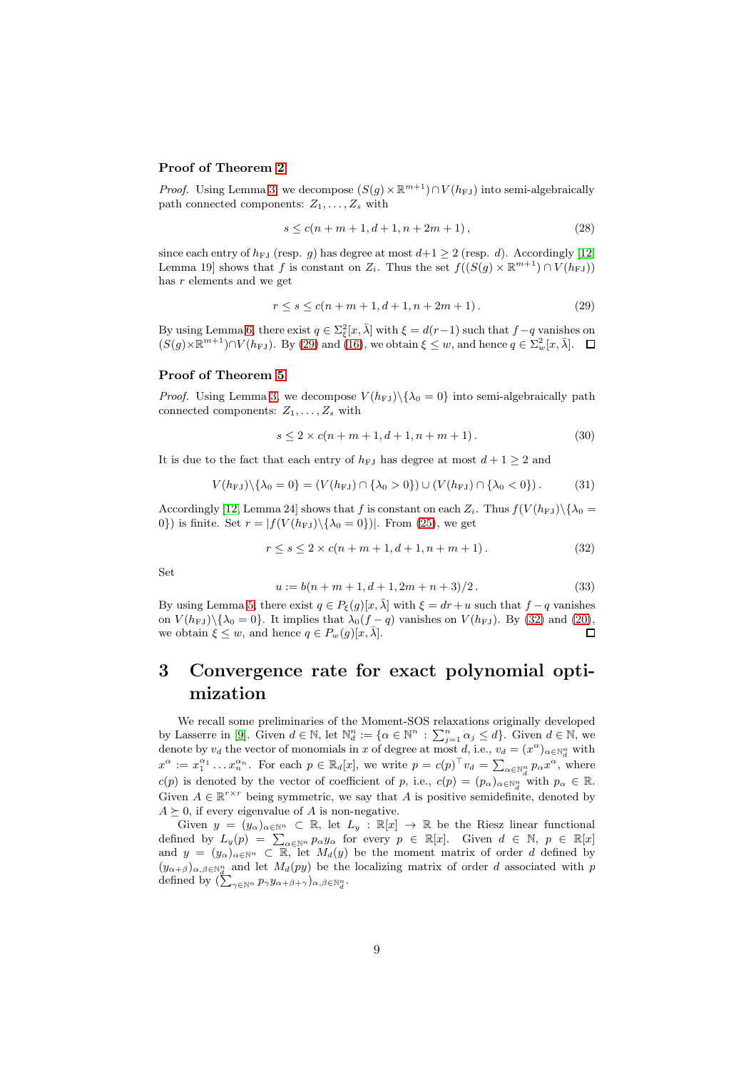### Proof of Theorem 2

*Proof.* Using Lemma 3, we decompose $(S(g)\times\mathbb{R}^{m+1})\cap V(h_{\rm FJ})$ into semi-algebraically path connected components: $Z_1,\dots,Z_s$ with

$$s \le c(n+m+1,d+1,n+2m+1)\,, \tag{28}$$

since each entry of $h_{\rm FJ}$ (resp. $g$) has degree at most $d+1\ge 2$ (resp. $d$). Accordingly [12, Lemma 19] shows that $f$ is constant on $Z_i$. Thus the set $f((S(g)\times\mathbb{R}^{m+1})\cap V(h_{\rm FJ}))$ has $r$ elements and we get

$$r \le s \le c(n+m+1,d+1,n+2m+1)\,. \tag{29}$$

By using Lemma 6, there exist $q\in\Sigma^2_\xi[x,\bar\lambda]$ with $\xi = d(r-1)$ such that $f-q$ vanishes on $(S(g)\times\mathbb{R}^{m+1})\cap V(h_{\rm FJ})$. By (29) and (16), we obtain $\xi\le w$, and hence $q\in\Sigma^2_w[x,\bar\lambda]$. $\square$

### Proof of Theorem 5

*Proof.* Using Lemma 3, we decompose $V(h_{\rm FJ})\backslash\{\lambda_0=0\}$ into semi-algebraically path connected components: $Z_1,\dots,Z_s$ with

$$s \le 2\times c(n+m+1,d+1,n+m+1)\,. \tag{30}$$

It is due to the fact that each entry of $h_{\rm FJ}$ has degree at most $d+1\ge 2$ and

$$V(h_{\rm FJ})\backslash\{\lambda_0=0\} = (V(h_{\rm FJ})\cap\{\lambda_0>0\})\cup(V(h_{\rm FJ})\cap\{\lambda_0<0\})\,. \tag{31}$$

Accordingly [12, Lemma 24] shows that $f$ is constant on each $Z_i$. Thus $f(V(h_{\rm FJ})\backslash\{\lambda_0 = 0\})$ is finite. Set $r=|f(V(h_{\rm FJ})\backslash\{\lambda_0=0\})|$. From (25), we get

$$r \le s \le 2\times c(n+m+1,d+1,n+m+1)\,. \tag{32}$$

Set

$$u := b(n+m+1,d+1,2m+n+3)/2\,. \tag{33}$$

By using Lemma 5, there exist $q\in P_\xi(g)[x,\bar\lambda]$ with $\xi = dr+u$ such that $f-q$ vanishes on $V(h_{\rm FJ})\backslash\{\lambda_0=0\}$. It implies that $\lambda_0(f-q)$ vanishes on $V(h_{\rm FJ})$. By (32) and (20), we obtain $\xi\le w$, and hence $q\in P_w(g)[x,\bar\lambda]$. $\square$

## 3 Convergence rate for exact polynomial optimization

We recall some preliminaries of the Moment-SOS relaxations originally developed by Lasserre in [9]. Given $d\in\mathbb{N}$, let $\mathbb{N}^n_d := \{\alpha\in\mathbb{N}^n : \sum_{j=1}^n\alpha_j\le d\}$. Given $d\in\mathbb{N}$, we denote by $v_d$ the vector of monomials in $x$ of degree at most $d$, i.e., $v_d=(x^\alpha)_{\alpha\in\mathbb{N}^n_d}$ with $x^\alpha := x_1^{\alpha_1}\dots x_n^{\alpha_n}$. For each $p\in\mathbb{R}_d[x]$, we write $p = c(p)^\top v_d = \sum_{\alpha\in\mathbb{N}^n_d}p_\alpha x^\alpha$, where $c(p)$ is denoted by the vector of coefficient of $p$, i.e., $c(p) = (p_\alpha)_{\alpha\in\mathbb{N}^n_d}$ with $p_\alpha\in\mathbb{R}$. Given $A\in\mathbb{R}^{r\times r}$ being symmetric, we say that $A$ is positive semidefinite, denoted by $A\succeq 0$, if every eigenvalue of $A$ is non-negative.

Given $y=(y_\alpha)_{\alpha\in\mathbb{N}^n}\subset\mathbb{R}$, let $L_y:\mathbb{R}[x]\to\mathbb{R}$ be the Riesz linear functional defined by $L_y(p) = \sum_{\alpha\in\mathbb{N}^n}p_\alpha y_\alpha$ for every $p\in\mathbb{R}[x]$. Given $d\in\mathbb{N}$, $p\in\mathbb{R}[x]$ and $y=(y_\alpha)_{\alpha\in\mathbb{N}^n}\subset\mathbb{R}$, let $M_d(y)$ be the moment matrix of order $d$ defined by $(y_{\alpha+\beta})_{\alpha,\beta\in\mathbb{N}^n_d}$ and let $M_d(py)$ be the localizing matrix of order $d$ associated with $p$ defined by $(\sum_{\gamma\in\mathbb{N}^n}p_\gamma y_{\alpha+\beta+\gamma})_{\alpha,\beta\in\mathbb{N}^n_d}$.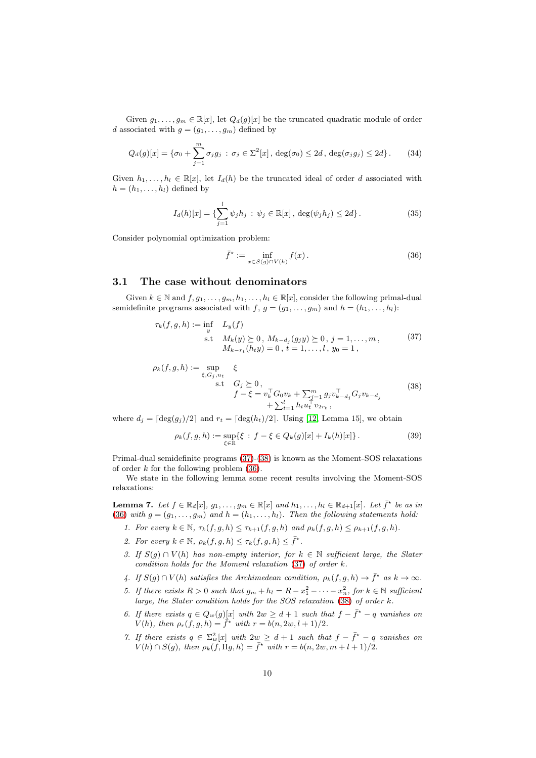Given $g_1, \dots, g_m \in \mathbb{R}[x]$, let $Q_d(g)[x]$ be the truncated quadratic module of order $d$ associated with $g = (g_1, \dots, g_m)$ defined by

$$Q_d(g)[x] = \{\sigma_0 + \sum_{j=1}^{m} \sigma_j g_j \,:\, \sigma_j \in \Sigma^2[x]\,,\, \deg(\sigma_0) \le 2d\,,\, \deg(\sigma_j g_j) \le 2d\}\,. \tag{34}$$

Given $h_1, \dots, h_l \in \mathbb{R}[x]$, let $I_d(h)$ be the truncated ideal of order $d$ associated with $h = (h_1, \dots, h_l)$ defined by

$$I_d(h)[x] = \{\sum_{j=1}^{l} \psi_j h_j \,:\, \psi_j \in \mathbb{R}[x]\,,\, \deg(\psi_j h_j) \le 2d\}\,. \tag{35}$$

Consider polynomial optimization problem:

$$\bar{f}^\star := \inf_{x \in S(g) \cap V(h)} f(x)\,. \tag{36}$$

## 3.1 The case without denominators

Given $k \in \mathbb{N}$ and $f, g_1, \dots, g_m, h_1, \dots, h_l \in \mathbb{R}[x]$, consider the following primal-dual semidefinite programs associated with $f$, $g = (g_1, \dots, g_m)$ and $h = (h_1, \dots, h_l)$:

$$\begin{array}{rll} \tau_k(f,g,h) := & \inf\limits_{y} & L_y(f) \\ & \text{s.t} & M_k(y) \succeq 0\,,\, M_{k-d_j}(g_j y) \succeq 0\,,\, j = 1, \dots, m\,, \\ & & M_{k-r_t}(h_t y) = 0\,,\, t = 1, \dots, l\,,\, y_0 = 1\,, \end{array} \tag{37}$$

$$\begin{array}{rll} \rho_k(f,g,h) := & \sup\limits_{\xi, G_j, u_t} & \xi \\ & \text{s.t} & G_j \succeq 0\,, \\ & & f - \xi = v_k^\top G_0 v_k + \sum_{j=1}^{m} g_j v_{k-d_j}^\top G_j v_{k-d_j} \\ & & \quad + \sum_{t=1}^{l} h_t u_t^\top v_{2r_t}\,, \end{array} \tag{38}$$

where $d_j = \lceil \deg(g_j)/2 \rceil$ and $r_t = \lceil \deg(h_t)/2 \rceil$. Using [12, Lemma 15], we obtain

$$\rho_k(f,g,h) := \sup_{\xi \in \mathbb{R}} \{\xi \,:\, f - \xi \in Q_k(g)[x] + I_k(h)[x]\}\,. \tag{39}$$

Primal-dual semidefinite programs (37)-(38) is known as the Moment-SOS relaxations of order $k$ for the following problem (36).

We state in the following lemma some recent results involving the Moment-SOS relaxations:

**Lemma 7.** *Let $f \in \mathbb{R}_d[x]$, $g_1, \dots, g_m \in \mathbb{R}[x]$ and $h_1, \dots, h_l \in \mathbb{R}_{d+1}[x]$. Let $\bar{f}^\star$ be as in (36) with $g = (g_1, \dots, g_m)$ and $h = (h_1, \dots, h_l)$. Then the following statements hold:*

1. *For every $k \in \mathbb{N}$, $\tau_k(f,g,h) \le \tau_{k+1}(f,g,h)$ and $\rho_k(f,g,h) \le \rho_{k+1}(f,g,h)$.*
2. *For every $k \in \mathbb{N}$, $\rho_k(f,g,h) \le \tau_k(f,g,h) \le \bar{f}^\star$.*
3. *If $S(g) \cap V(h)$ has non-empty interior, for $k \in \mathbb{N}$ sufficient large, the Slater condition holds for the Moment relaxation (37) of order $k$.*
4. *If $S(g) \cap V(h)$ satisfies the Archimedean condition, $\rho_k(f,g,h) \to \bar{f}^\star$ as $k \to \infty$.*
5. *If there exists $R > 0$ such that $g_m + h_l = R - x_1^2 - \dots - x_n^2$, for $k \in \mathbb{N}$ sufficient large, the Slater condition holds for the SOS relaxation (38) of order $k$.*
6. *If there exists $q \in Q_w(g)[x]$ with $2w \ge d+1$ such that $f - \bar{f}^\star - q$ vanishes on $V(h)$, then $\rho_r(f,g,h) = \bar{f}^\star$ with $r = b(n, 2w, l+1)/2$.*
7. *If there exists $q \in \Sigma_w^2[x]$ with $2w \ge d+1$ such that $f - \bar{f}^\star - q$ vanishes on $V(h) \cap S(g)$, then $\rho_k(f, \Pi g, h) = \bar{f}^\star$ with $r = b(n, 2w, m+l+1)/2$.*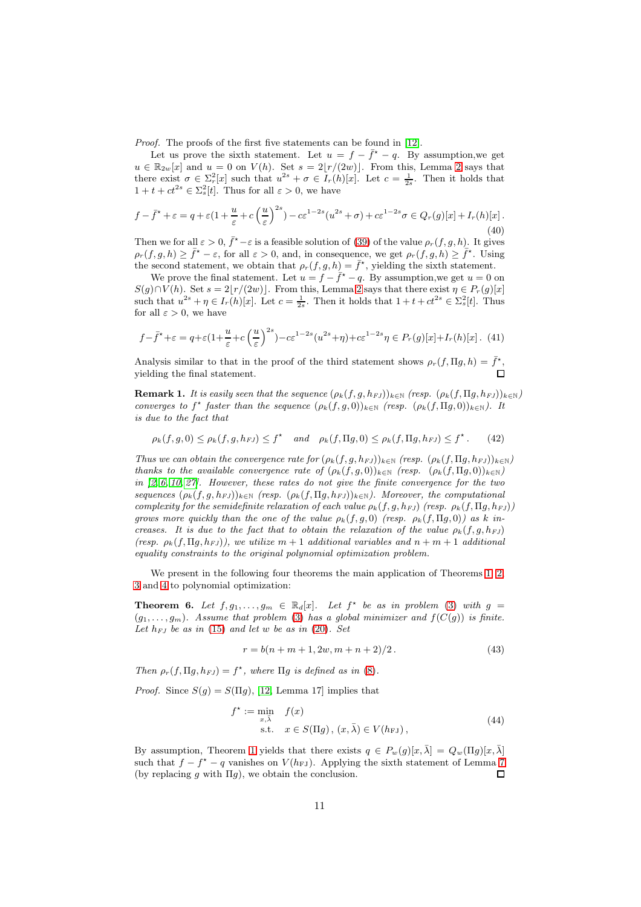*Proof.* The proofs of the first five statements can be found in [12].

Let us prove the sixth statement. Let $u = f - \bar{f}^\star - q$. By assumption,we get $u \in \mathbb{R}_{2w}[x]$ and $u = 0$ on $V(h)$. Set $s = 2\lfloor r/(2w) \rfloor$. From this, Lemma 2 says that there exist $\sigma \in \Sigma_r^2[x]$ such that $u^{2s} + \sigma \in I_r(h)[x]$. Let $c = \frac{1}{2s}$. Then it holds that $1 + t + ct^{2s} \in \Sigma_s^2[t]$. Thus for all $\varepsilon > 0$, we have

$$
f - \bar{f}^\star + \varepsilon = q + \varepsilon\left(1 + \frac{u}{\varepsilon} + c\left(\frac{u}{\varepsilon}\right)^{2s}\right) - c\varepsilon^{1-2s}(u^{2s} + \sigma) + c\varepsilon^{1-2s}\sigma \in Q_r(g)[x] + I_r(h)[x] \,. \tag{40}
$$

Then we for all $\varepsilon > 0$, $\bar{f}^\star - \varepsilon$ is a feasible solution of (39) of the value $\rho_r(f, g, h)$. It gives $\rho_r(f, g, h) \geq \bar{f}^\star - \varepsilon$, for all $\varepsilon > 0$, and, in consequence, we get $\rho_r(f, g, h) \geq \bar{f}^\star$. Using the second statement, we obtain that $\rho_r(f, g, h) = \bar{f}^\star$, yielding the sixth statement.

We prove the final statement. Let $u = f - \bar{f}^\star - q$. By assumption,we get $u = 0$ on $S(g) \cap V(h)$. Set $s = 2\lfloor r/(2w) \rfloor$. From this, Lemma 2 says that there exist $\eta \in P_r(g)[x]$ such that $u^{2s} + \eta \in I_r(h)[x]$. Let $c = \frac{1}{2s}$. Then it holds that $1 + t + ct^{2s} \in \Sigma_s^2[t]$. Thus for all $\varepsilon > 0$, we have

$$
f - \bar{f}^\star + \varepsilon = q + \varepsilon\left(1 + \frac{u}{\varepsilon} + c\left(\frac{u}{\varepsilon}\right)^{2s}\right) - c\varepsilon^{1-2s}(u^{2s} + \eta) + c\varepsilon^{1-2s}\eta \in P_r(g)[x] + I_r(h)[x] \,. \tag{41}
$$

Analysis similar to that in the proof of the third statement shows $\rho_r(f, \Pi g, h) = \bar{f}^\star$, yielding the final statement. ◻

**Remark 1.** *It is easily seen that the sequence $(\rho_k(f, g, h_{FJ}))_{k\in\mathbb{N}}$ (resp. $(\rho_k(f, \Pi g, h_{FJ}))_{k\in\mathbb{N}}$) converges to $f^\star$ faster than the sequence $(\rho_k(f, g, 0))_{k\in\mathbb{N}}$ (resp. $(\rho_k(f, \Pi g, 0))_{k\in\mathbb{N}}$). It is due to the fact that*

$$
\rho_k(f, g, 0) \leq \rho_k(f, g, h_{FJ}) \leq f^\star \quad \text{and} \quad \rho_k(f, \Pi g, 0) \leq \rho_k(f, \Pi g, h_{FJ}) \leq f^\star \,. \tag{42}
$$

*Thus we can obtain the convergence rate for $(\rho_k(f, g, h_{FJ}))_{k\in\mathbb{N}}$ (resp. $(\rho_k(f, \Pi g, h_{FJ}))_{k\in\mathbb{N}}$) thanks to the available convergence rate of $(\rho_k(f, g, 0))_{k\in\mathbb{N}}$ (resp. $(\rho_k(f, \Pi g, 0))_{k\in\mathbb{N}}$) in [2, 6, 10, 27]. However, these rates do not give the finite convergence for the two sequences $(\rho_k(f, g, h_{FJ}))_{k\in\mathbb{N}}$ (resp. $(\rho_k(f, \Pi g, h_{FJ}))_{k\in\mathbb{N}}$). Moreover, the computational complexity for the semidefinite relaxation of each value $\rho_k(f, g, h_{FJ})$ (resp. $\rho_k(f, \Pi g, h_{FJ})$) grows more quickly than the one of the value $\rho_k(f, g, 0)$ (resp. $\rho_k(f, \Pi g, 0)$) as $k$ increases. It is due to the fact that to obtain the relaxation of the value $\rho_k(f, g, h_{FJ})$ (resp. $\rho_k(f, \Pi g, h_{FJ})$), we utilize $m + 1$ additional variables and $n + m + 1$ additional equality constraints to the original polynomial optimization problem.*

We present in the following four theorems the main application of Theorems 1, 2, 3 and 4 to polynomial optimization:

**Theorem 6.** *Let $f, g_1, \ldots, g_m \in \mathbb{R}_d[x]$. Let $f^\star$ be as in problem (3) with $g = (g_1, \ldots, g_m)$. Assume that problem (3) has a global minimizer and $f(C(g))$ is finite. Let $h_{FJ}$ be as in (15) and let $w$ be as in (20). Set*

$$
r = b(n + m + 1, 2w, m + n + 2)/2 \,. \tag{43}
$$

*Then $\rho_r(f, \Pi g, h_{FJ}) = f^\star$, where $\Pi g$ is defined as in (8).*

*Proof.* Since $S(g) = S(\Pi g)$, [12, Lemma 17] implies that

$$
\begin{aligned}
f^\star := \min_{x,\bar{\lambda}} \quad & f(x) \\
\text{s.t.} \quad & x \in S(\Pi g) \,,\, (x, \bar{\lambda}) \in V(h_{\text{FJ}}) \,,
\end{aligned} \tag{44}
$$

By assumption, Theorem 1 yields that there exists $q \in P_w(g)[x, \bar{\lambda}] = Q_w(\Pi g)[x, \bar{\lambda}]$ such that $f - f^\star - q$ vanishes on $V(h_{\text{FJ}})$. Applying the sixth statement of Lemma 7 (by replacing $g$ with $\Pi g$), we obtain the conclusion. ◻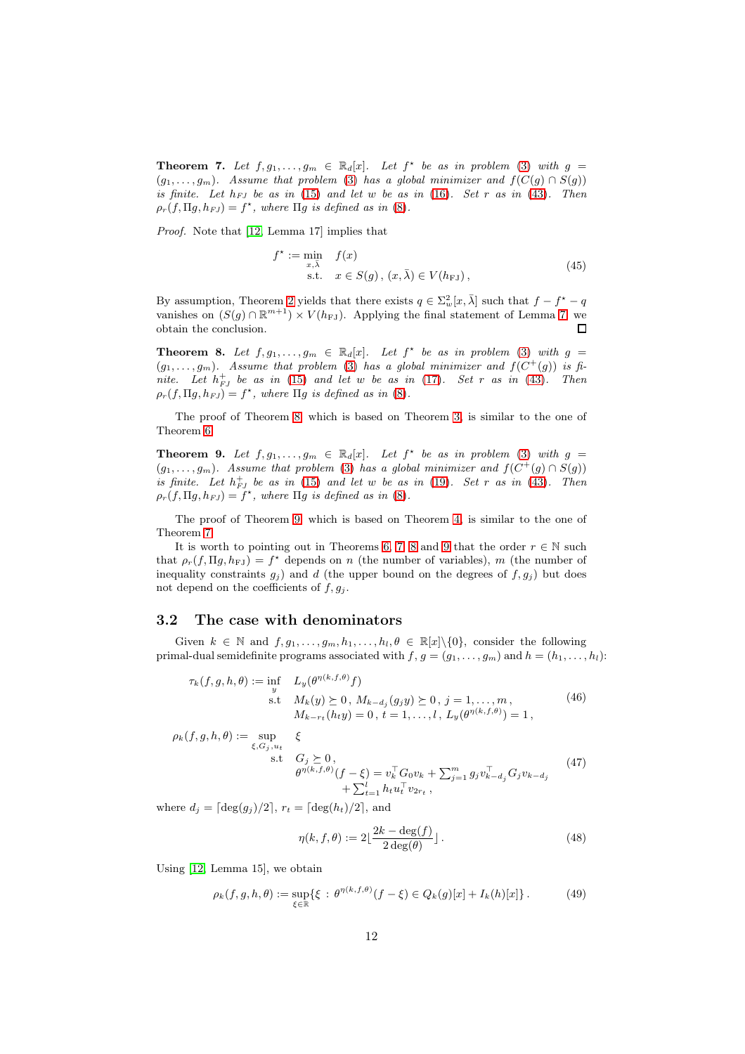**Theorem 7.** *Let $f, g_1, \ldots, g_m \in \mathbb{R}_d[x]$. Let $f^\star$ be as in problem (3) with $g = (g_1, \ldots, g_m)$. Assume that problem (3) has a global minimizer and $f(C(g) \cap S(g))$ is finite. Let $h_{FJ}$ be as in (15) and let $w$ be as in (16). Set $r$ as in (43). Then $\rho_r(f, \Pi g, h_{FJ}) = f^\star$, where $\Pi g$ is defined as in (8).*

*Proof.* Note that [12, Lemma 17] implies that

$$
\begin{aligned}
f^\star := \min_{x,\bar{\lambda}} \quad & f(x) \\
\text{s.t.} \quad & x \in S(g)\,,\, (x, \bar{\lambda}) \in V(h_{\mathrm{FJ}})\,,
\end{aligned}
\tag{45}
$$

By assumption, Theorem 2 yields that there exists $q \in \Sigma^2_w[x, \bar{\lambda}]$ such that $f - f^\star - q$ vanishes on $(S(g) \cap \mathbb{R}^{m+1}) \times V(h_{\mathrm{FJ}})$. Applying the final statement of Lemma 7, we obtain the conclusion. ◻

**Theorem 8.** *Let $f, g_1, \ldots, g_m \in \mathbb{R}_d[x]$. Let $f^\star$ be as in problem (3) with $g = (g_1, \ldots, g_m)$. Assume that problem (3) has a global minimizer and $f(C^+(g))$ is finite. Let $h^+_{FJ}$ be as in (15) and let $w$ be as in (17). Set $r$ as in (43). Then $\rho_r(f, \Pi g, h_{FJ}) = f^\star$, where $\Pi g$ is defined as in (8).*

The proof of Theorem 8, which is based on Theorem 3, is similar to the one of Theorem 6.

**Theorem 9.** *Let $f, g_1, \ldots, g_m \in \mathbb{R}_d[x]$. Let $f^\star$ be as in problem (3) with $g = (g_1, \ldots, g_m)$. Assume that problem (3) has a global minimizer and $f(C^+(g) \cap S(g))$ is finite. Let $h^+_{FJ}$ be as in (15) and let $w$ be as in (19). Set $r$ as in (43). Then $\rho_r(f, \Pi g, h_{FJ}) = f^\star$, where $\Pi g$ is defined as in (8).*

The proof of Theorem 9, which is based on Theorem 4, is similar to the one of Theorem 7.

It is worth to pointing out in Theorems 6, 7, 8 and 9 that the order $r \in \mathbb{N}$ such that $\rho_r(f, \Pi g, h_{\mathrm{FJ}}) = f^\star$ depends on $n$ (the number of variables), $m$ (the number of inequality constraints $g_j$) and $d$ (the upper bound on the degrees of $f, g_j$) but does not depend on the coefficients of $f, g_j$.

## 3.2 The case with denominators

Given $k \in \mathbb{N}$ and $f, g_1, \ldots, g_m, h_1, \ldots, h_l, \theta \in \mathbb{R}[x] \backslash \{0\}$, consider the following primal-dual semidefinite programs associated with $f$, $g = (g_1, \ldots, g_m)$ and $h = (h_1, \ldots, h_l)$:

$$
\begin{aligned}
\tau_k(f, g, h, \theta) := \inf_{y} \quad & L_y(\theta^{\eta(k,f,\theta)} f) \\
\text{s.t} \quad & M_k(y) \succeq 0\,,\, M_{k-d_j}(g_j y) \succeq 0\,,\, j = 1, \ldots, m\,, \\
& M_{k-r_t}(h_t y) = 0\,,\, t = 1, \ldots, l\,,\, L_y(\theta^{\eta(k,f,\theta)}) = 1\,,
\end{aligned}
\tag{46}
$$

$$
\begin{aligned}
\rho_k(f, g, h, \theta) := \sup_{\xi, G_j, u_t} \quad & \xi \\
\text{s.t} \quad & G_j \succeq 0\,, \\
& \theta^{\eta(k,f,\theta)}(f - \xi) = v_k^\top G_0 v_k + \textstyle\sum_{j=1}^m g_j v_{k-d_j}^\top G_j v_{k-d_j} \\
& \qquad + \textstyle\sum_{t=1}^l h_t u_t^\top v_{2r_t}\,,
\end{aligned}
\tag{47}
$$

where $d_j = \lceil \deg(g_j)/2 \rceil$, $r_t = \lceil \deg(h_t)/2 \rceil$, and

$$
\eta(k, f, \theta) := 2\lfloor \frac{2k - \deg(f)}{2\deg(\theta)} \rfloor\,.
\tag{48}
$$

Using [12, Lemma 15], we obtain

$$
\rho_k(f, g, h, \theta) := \sup_{\xi \in \mathbb{R}} \{\xi \,:\, \theta^{\eta(k,f,\theta)}(f - \xi) \in Q_k(g)[x] + I_k(h)[x]\}\,.
\tag{49}
$$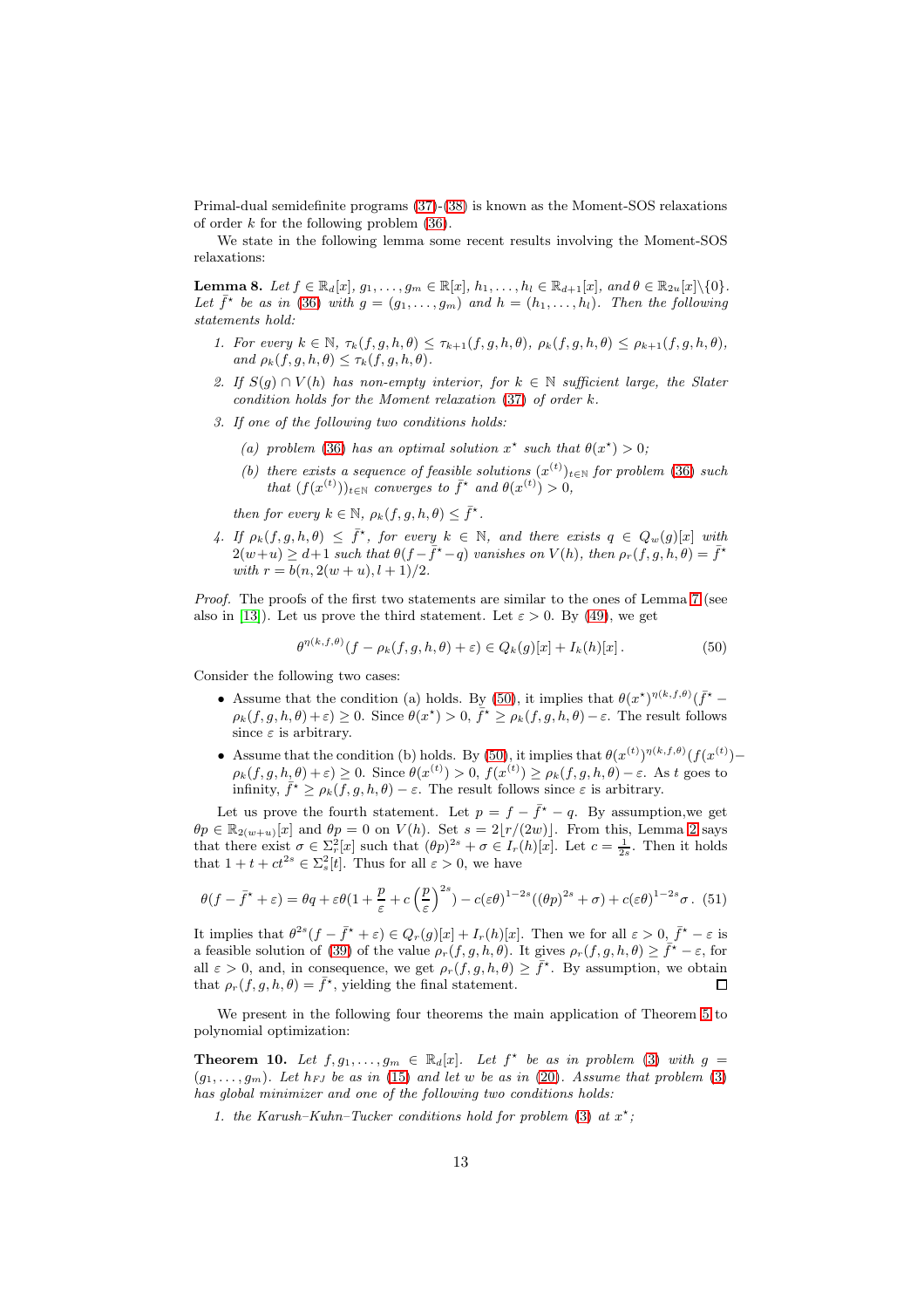Primal-dual semidefinite programs (37)-(38) is known as the Moment-SOS relaxations of order $k$ for the following problem (36).

We state in the following lemma some recent results involving the Moment-SOS relaxations:

**Lemma 8.** *Let $f \in \mathbb{R}_d[x]$, $g_1, \dots, g_m \in \mathbb{R}[x]$, $h_1, \dots, h_l \in \mathbb{R}_{d+1}[x]$, and $\theta \in \mathbb{R}_{2u}[x]\backslash\{0\}$. Let $\bar{f}^\star$ be as in (36) with $g = (g_1, \dots, g_m)$ and $h = (h_1, \dots, h_l)$. Then the following statements hold:*

1. *For every $k \in \mathbb{N}$, $\tau_k(f, g, h, \theta) \le \tau_{k+1}(f, g, h, \theta)$, $\rho_k(f, g, h, \theta) \le \rho_{k+1}(f, g, h, \theta)$, and $\rho_k(f, g, h, \theta) \le \tau_k(f, g, h, \theta)$.*
2. *If $S(g) \cap V(h)$ has non-empty interior, for $k \in \mathbb{N}$ sufficient large, the Slater condition holds for the Moment relaxation (37) of order $k$.*
3. *If one of the following two conditions holds:*
   - *(a) problem (36) has an optimal solution $x^\star$ such that $\theta(x^\star) > 0$;*
   - *(b) there exists a sequence of feasible solutions $(x^{(t)})_{t\in\mathbb{N}}$ for problem (36) such that $(f(x^{(t)}))_{t\in\mathbb{N}}$ converges to $\bar{f}^\star$ and $\theta(x^{(t)}) > 0$,*

   *then for every $k \in \mathbb{N}$, $\rho_k(f, g, h, \theta) \le \bar{f}^\star$.*
4. *If $\rho_k(f, g, h, \theta) \le \bar{f}^\star$, for every $k \in \mathbb{N}$, and there exists $q \in Q_w(g)[x]$ with $2(w + u) \ge d + 1$ such that $\theta(f - \bar{f}^\star - q)$ vanishes on $V(h)$, then $\rho_r(f, g, h, \theta) = \bar{f}^\star$ with $r = b(n, 2(w + u), l + 1)/2$.*

*Proof.* The proofs of the first two statements are similar to the ones of Lemma 7 (see also in [13]). Let us prove the third statement. Let $\varepsilon > 0$. By (49), we get

$$\theta^{\eta(k,f,\theta)}(f - \rho_k(f, g, h, \theta) + \varepsilon) \in Q_k(g)[x] + I_k(h)[x] \,. \tag{50}$$

Consider the following two cases:

- Assume that the condition (a) holds. By (50), it implies that $\theta(x^\star)^{\eta(k,f,\theta)}(\bar{f}^\star - \rho_k(f, g, h, \theta) + \varepsilon) \ge 0$. Since $\theta(x^\star) > 0$, $\bar{f}^\star \ge \rho_k(f, g, h, \theta) - \varepsilon$. The result follows since $\varepsilon$ is arbitrary.
- Assume that the condition (b) holds. By (50), it implies that $\theta(x^{(t)})^{\eta(k,f,\theta)}(f(x^{(t)}) - \rho_k(f, g, h, \theta) + \varepsilon) \ge 0$. Since $\theta(x^{(t)}) > 0$, $f(x^{(t)}) \ge \rho_k(f, g, h, \theta) - \varepsilon$. As $t$ goes to infinity, $\bar{f}^\star \ge \rho_k(f, g, h, \theta) - \varepsilon$. The result follows since $\varepsilon$ is arbitrary.

Let us prove the fourth statement. Let $p = f - \bar{f}^\star - q$. By assumption,we get $\theta p \in \mathbb{R}_{2(w+u)}[x]$ and $\theta p = 0$ on $V(h)$. Set $s = 2\lfloor r/(2w)\rfloor$. From this, Lemma 2 says that there exist $\sigma \in \Sigma_r^2[x]$ such that $(\theta p)^{2s} + \sigma \in I_r(h)[x]$. Let $c = \frac{1}{2s}$. Then it holds that $1 + t + ct^{2s} \in \Sigma_s^2[t]$. Thus for all $\varepsilon > 0$, we have

$$\theta(f - \bar{f}^\star + \varepsilon) = \theta q + \varepsilon\theta(1 + \frac{p}{\varepsilon} + c\left(\frac{p}{\varepsilon}\right)^{2s}) - c(\varepsilon\theta)^{1-2s}((\theta p)^{2s} + \sigma) + c(\varepsilon\theta)^{1-2s}\sigma \,. \tag{51}$$

It implies that $\theta^{2s}(f - \bar{f}^\star + \varepsilon) \in Q_r(g)[x] + I_r(h)[x]$. Then we for all $\varepsilon > 0$, $\bar{f}^\star - \varepsilon$ is a feasible solution of (39) of the value $\rho_r(f, g, h, \theta)$. It gives $\rho_r(f, g, h, \theta) \ge \bar{f}^\star - \varepsilon$, for all $\varepsilon > 0$, and, in consequence, we get $\rho_r(f, g, h, \theta) \ge \bar{f}^\star$. By assumption, we obtain that $\rho_r(f, g, h, \theta) = \bar{f}^\star$, yielding the final statement. $\square$

We present in the following four theorems the main application of Theorem 5 to polynomial optimization:

**Theorem 10.** *Let $f, g_1, \dots, g_m \in \mathbb{R}_d[x]$. Let $f^\star$ be as in problem (3) with $g = (g_1, \dots, g_m)$. Let $h_{FJ}$ be as in (15) and let $w$ be as in (20). Assume that problem (3) has global minimizer and one of the following two conditions holds:*

1. *the Karush–Kuhn–Tucker conditions hold for problem (3) at $x^\star$;*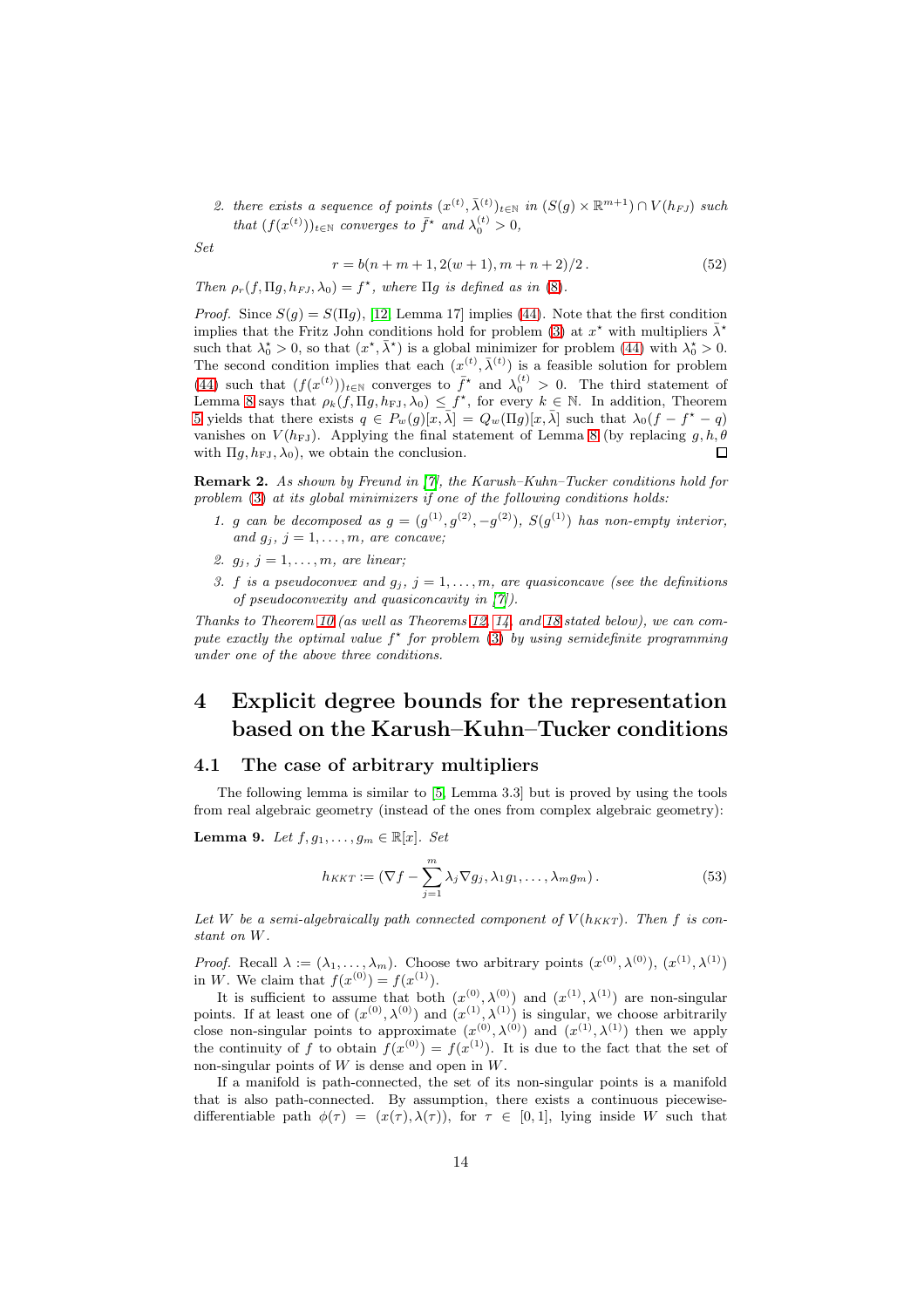2. *there exists a sequence of points* $(x^{(t)}, \bar\lambda^{(t)})_{t\in\mathbb{N}}$ *in* $(S(g)\times\mathbb{R}^{m+1})\cap V(h_{FJ})$ *such that* $(f(x^{(t)}))_{t\in\mathbb{N}}$ *converges to* $\bar f^\star$ *and* $\lambda_0^{(t)} > 0$,

*Set*

$$r = b(n+m+1, 2(w+1), m+n+2)/2\,. \tag{52}$$

*Then* $\rho_r(f, \Pi g, h_{FJ}, \lambda_0) = f^\star$, *where* $\Pi g$ *is defined as in* (8).

*Proof.* Since $S(g) = S(\Pi g)$, [12, Lemma 17] implies (44). Note that the first condition implies that the Fritz John conditions hold for problem (3) at $x^\star$ with multipliers $\bar\lambda^\star$ such that $\lambda_0^\star > 0$, so that $(x^\star, \bar\lambda^\star)$ is a global minimizer for problem (44) with $\lambda_0^\star > 0$. The second condition implies that each $(x^{(t)}, \bar\lambda^{(t)})$ is a feasible solution for problem (44) such that $(f(x^{(t)}))_{t\in\mathbb{N}}$ converges to $\bar f^\star$ and $\lambda_0^{(t)} > 0$. The third statement of Lemma 8 says that $\rho_k(f, \Pi g, h_{\mathrm{FJ}}, \lambda_0) \le f^\star$, for every $k \in \mathbb{N}$. In addition, Theorem 5 yields that there exists $q \in P_w(g)[x, \bar\lambda] = Q_w(\Pi g)[x, \bar\lambda]$ such that $\lambda_0(f - f^\star - q)$ vanishes on $V(h_{\mathrm{FJ}})$. Applying the final statement of Lemma 8 (by replacing $g, h, \theta$ with $\Pi g, h_{\mathrm{FJ}}, \lambda_0$), we obtain the conclusion. □

**Remark 2.** *As shown by Freund in [7], the Karush–Kuhn–Tucker conditions hold for problem (3) at its global minimizers if one of the following conditions holds:*

1. $g$ *can be decomposed as* $g = (g^{(1)}, g^{(2)}, -g^{(2)})$, $S(g^{(1)})$ *has non-empty interior, and* $g_j$, $j = 1,\dots,m$, *are concave;*
2. $g_j$, $j = 1,\dots,m$, *are linear;*
3. $f$ *is a pseudoconvex and* $g_j$, $j = 1,\dots,m$, *are quasiconcave (see the definitions of pseudoconvexity and quasiconcavity in [7]).*

*Thanks to Theorem 10 (as well as Theorems 12, 14, and 18 stated below), we can compute exactly the optimal value* $f^\star$ *for problem (3) by using semidefinite programming under one of the above three conditions.*

# 4 Explicit degree bounds for the representation based on the Karush–Kuhn–Tucker conditions

## 4.1 The case of arbitrary multipliers

The following lemma is similar to [5, Lemma 3.3] but is proved by using the tools from real algebraic geometry (instead of the ones from complex algebraic geometry):

**Lemma 9.** *Let* $f, g_1, \dots, g_m \in \mathbb{R}[x]$. *Set*

$$h_{KKT} := (\nabla f - \sum_{j=1}^{m} \lambda_j \nabla g_j, \lambda_1 g_1, \dots, \lambda_m g_m)\,. \tag{53}$$

*Let* $W$ *be a semi-algebraically path connected component of* $V(h_{KKT})$. *Then* $f$ *is constant on* $W$.

*Proof.* Recall $\lambda := (\lambda_1, \dots, \lambda_m)$. Choose two arbitrary points $(x^{(0)}, \lambda^{(0)})$, $(x^{(1)}, \lambda^{(1)})$ in $W$. We claim that $f(x^{(0)}) = f(x^{(1)})$.

It is sufficient to assume that both $(x^{(0)}, \lambda^{(0)})$ and $(x^{(1)}, \lambda^{(1)})$ are non-singular points. If at least one of $(x^{(0)}, \lambda^{(0)})$ and $(x^{(1)}, \lambda^{(1)})$ is singular, we choose arbitrarily close non-singular points to approximate $(x^{(0)}, \lambda^{(0)})$ and $(x^{(1)}, \lambda^{(1)})$ then we apply the continuity of $f$ to obtain $f(x^{(0)}) = f(x^{(1)})$. It is due to the fact that the set of non-singular points of $W$ is dense and open in $W$.

If a manifold is path-connected, the set of its non-singular points is a manifold that is also path-connected. By assumption, there exists a continuous piecewise-differentiable path $\phi(\tau) = (x(\tau), \lambda(\tau))$, for $\tau \in [0, 1]$, lying inside $W$ such that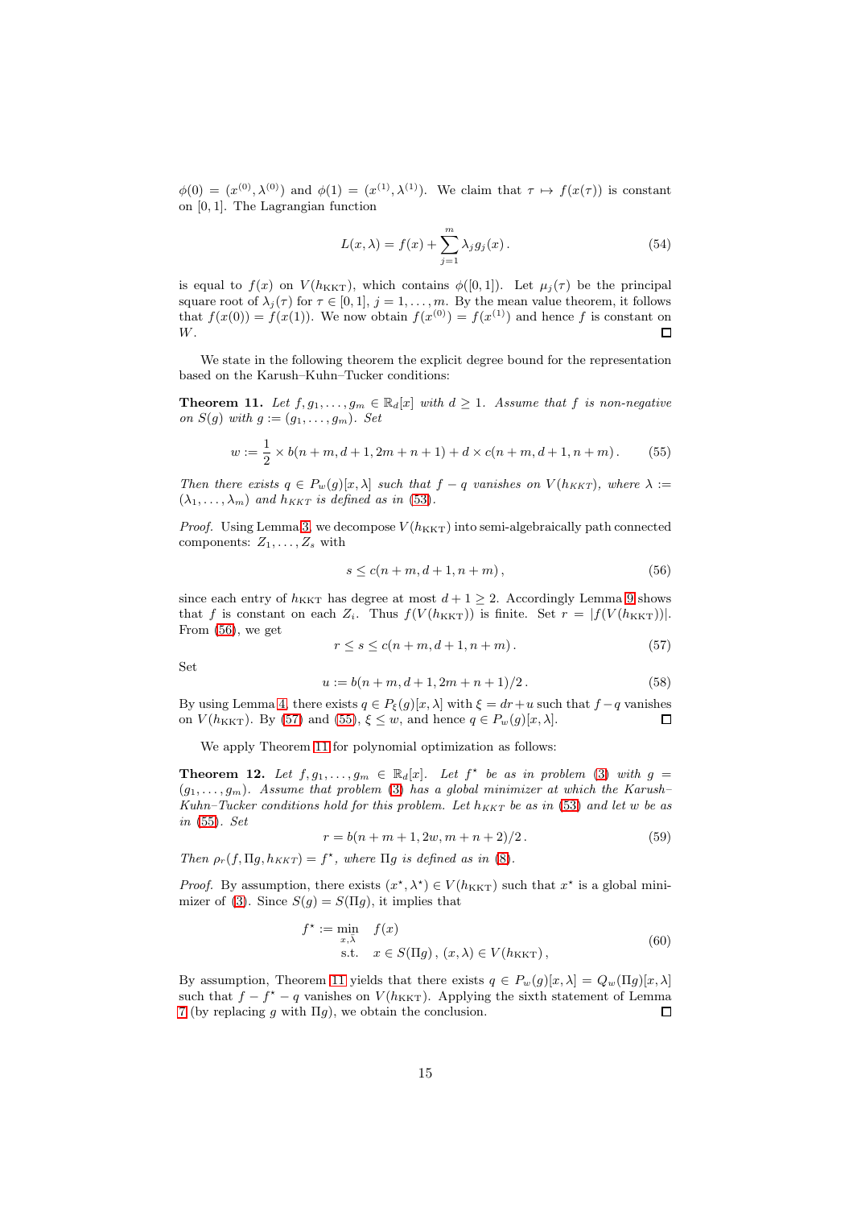$\phi(0) = (x^{(0)}, \lambda^{(0)})$ and $\phi(1) = (x^{(1)}, \lambda^{(1)})$. We claim that $\tau \mapsto f(x(\tau))$ is constant on $[0,1]$. The Lagrangian function

$$L(x,\lambda) = f(x) + \sum_{j=1}^{m} \lambda_j g_j(x)\,. \tag{54}$$

is equal to $f(x)$ on $V(h_{\rm KKT})$, which contains $\phi([0,1])$. Let $\mu_j(\tau)$ be the principal square root of $\lambda_j(\tau)$ for $\tau \in [0,1]$, $j = 1,\dots,m$. By the mean value theorem, it follows that $f(x(0)) = f(x(1))$. We now obtain $f(x^{(0)}) = f(x^{(1)})$ and hence $f$ is constant on $W$. $\square$

We state in the following theorem the explicit degree bound for the representation based on the Karush–Kuhn–Tucker conditions:

**Theorem 11.** *Let $f, g_1, \dots, g_m \in \mathbb{R}_d[x]$ with $d \geq 1$. Assume that $f$ is non-negative on $S(g)$ with $g := (g_1, \dots, g_m)$. Set*

$$w := \frac{1}{2} \times b(n+m, d+1, 2m+n+1) + d \times c(n+m, d+1, n+m)\,. \tag{55}$$

*Then there exists $q \in P_w(g)[x,\lambda]$ such that $f - q$ vanishes on $V(h_{KKT})$, where $\lambda := (\lambda_1, \dots, \lambda_m)$ and $h_{KKT}$ is defined as in (53).*

*Proof.* Using Lemma 3, we decompose $V(h_{\rm KKT})$ into semi-algebraically path connected components: $Z_1, \dots, Z_s$ with

$$s \leq c(n+m, d+1, n+m)\,, \tag{56}$$

since each entry of $h_{\rm KKT}$ has degree at most $d+1 \geq 2$. Accordingly Lemma 9 shows that $f$ is constant on each $Z_i$. Thus $f(V(h_{\rm KKT}))$ is finite. Set $r = |f(V(h_{\rm KKT}))|$. From (56), we get

$$r \leq s \leq c(n+m, d+1, n+m)\,. \tag{57}$$

Set

$$u := b(n+m, d+1, 2m+n+1)/2\,. \tag{58}$$

By using Lemma 4, there exists $q \in P_\xi(g)[x,\lambda]$ with $\xi = dr + u$ such that $f - q$ vanishes on $V(h_{\rm KKT})$. By (57) and (55), $\xi \leq w$, and hence $q \in P_w(g)[x,\lambda]$. $\square$

We apply Theorem 11 for polynomial optimization as follows:

**Theorem 12.** *Let $f, g_1, \dots, g_m \in \mathbb{R}_d[x]$. Let $f^\star$ be as in problem (3) with $g = (g_1, \dots, g_m)$. Assume that problem (3) has a global minimizer at which the Karush–Kuhn–Tucker conditions hold for this problem. Let $h_{KKT}$ be as in (53) and let $w$ be as in (55). Set*

$$r = b(n+m+1, 2w, m+n+2)/2\,. \tag{59}$$

*Then $\rho_r(f, \Pi g, h_{KKT}) = f^\star$, where $\Pi g$ is defined as in (8).*

*Proof.* By assumption, there exists $(x^\star, \lambda^\star) \in V(h_{\rm KKT})$ such that $x^\star$ is a global minimizer of (3). Since $S(g) = S(\Pi g)$, it implies that

$$\begin{aligned} f^\star := \min_{x,\lambda} \quad & f(x) \\ \text{s.t.} \quad & x \in S(\Pi g)\,,\ (x,\lambda) \in V(h_{\rm KKT})\,, \end{aligned} \tag{60}$$

By assumption, Theorem 11 yields that there exists $q \in P_w(g)[x,\lambda] = Q_w(\Pi g)[x,\lambda]$ such that $f - f^\star - q$ vanishes on $V(h_{\rm KKT})$. Applying the sixth statement of Lemma 7 (by replacing $g$ with $\Pi g$), we obtain the conclusion. $\square$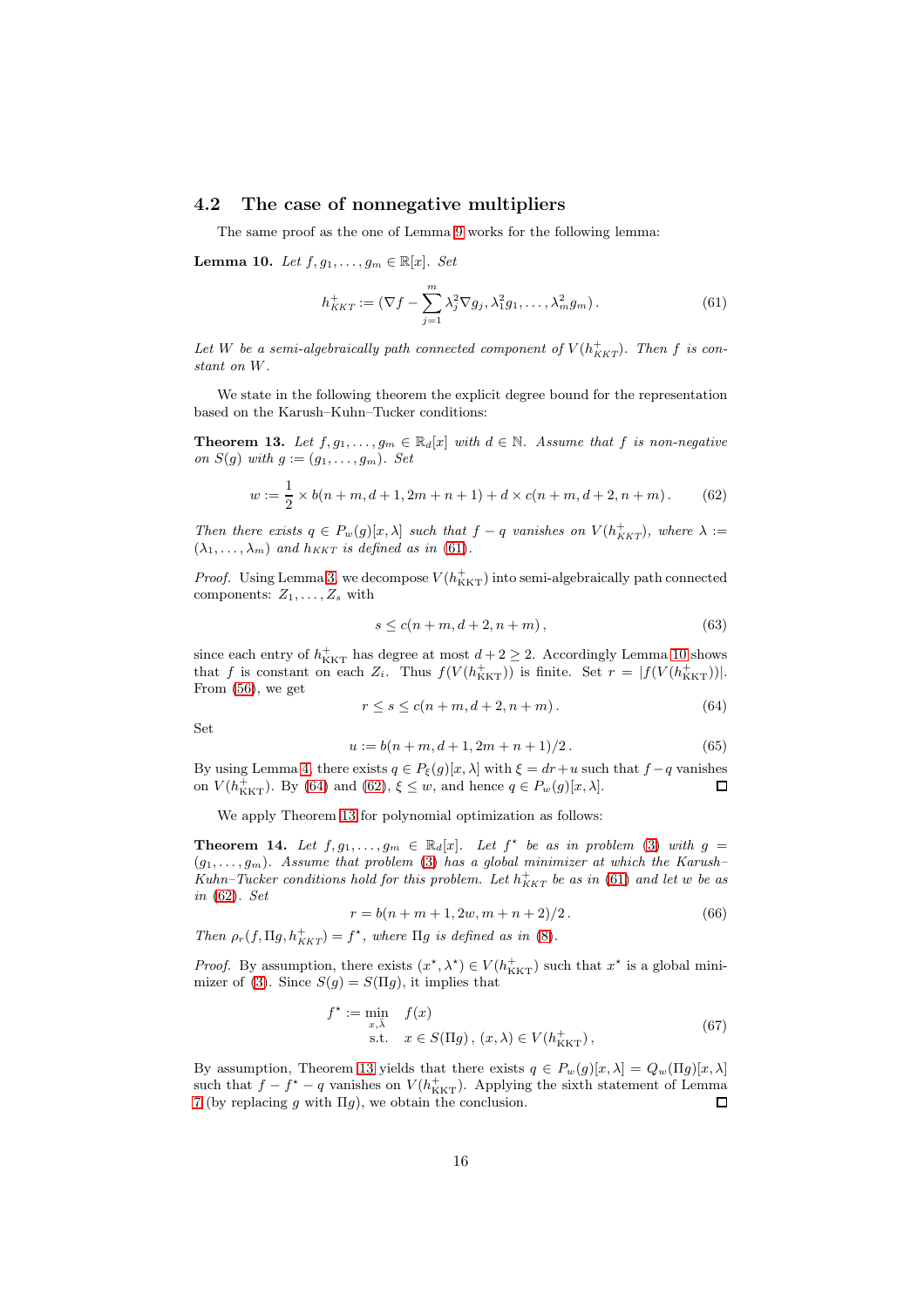## 4.2 The case of nonnegative multipliers

The same proof as the one of Lemma 9 works for the following lemma:

**Lemma 10.** *Let $f, g_1, \ldots, g_m \in \mathbb{R}[x]$. Set*

$$h^+_{KKT} := (\nabla f - \sum_{j=1}^m \lambda_j^2 \nabla g_j, \lambda_1^2 g_1, \ldots, \lambda_m^2 g_m). \tag{61}$$

*Let $W$ be a semi-algebraically path connected component of $V(h^+_{KKT})$. Then $f$ is constant on $W$.*

We state in the following theorem the explicit degree bound for the representation based on the Karush–Kuhn–Tucker conditions:

**Theorem 13.** *Let $f, g_1, \ldots, g_m \in \mathbb{R}_d[x]$ with $d \in \mathbb{N}$. Assume that $f$ is non-negative on $S(g)$ with $g := (g_1, \ldots, g_m)$. Set*

$$w := \frac{1}{2} \times b(n+m, d+1, 2m+n+1) + d \times c(n+m, d+2, n+m). \tag{62}$$

*Then there exists $q \in P_w(g)[x, \lambda]$ such that $f - q$ vanishes on $V(h^+_{KKT})$, where $\lambda := (\lambda_1, \ldots, \lambda_m)$ and $h_{KKT}$ is defined as in (61).*

*Proof.* Using Lemma 3, we decompose $V(h^+_{\text{KKT}})$ into semi-algebraically path connected components: $Z_1, \ldots, Z_s$ with

$$s \leq c(n+m, d+2, n+m), \tag{63}$$

since each entry of $h^+_{\text{KKT}}$ has degree at most $d+2 \geq 2$. Accordingly Lemma 10 shows that $f$ is constant on each $Z_i$. Thus $f(V(h^+_{\text{KKT}}))$ is finite. Set $r = |f(V(h^+_{\text{KKT}}))|$. From (56), we get

$$r \leq s \leq c(n+m, d+2, n+m). \tag{64}$$

Set

$$u := b(n+m, d+1, 2m+n+1)/2. \tag{65}$$

By using Lemma 4, there exists $q \in P_\xi(g)[x, \lambda]$ with $\xi = dr + u$ such that $f - q$ vanishes on $V(h^+_{\text{KKT}})$. By (64) and (62), $\xi \leq w$, and hence $q \in P_w(g)[x, \lambda]$. $\square$

We apply Theorem 13 for polynomial optimization as follows:

**Theorem 14.** *Let $f, g_1, \ldots, g_m \in \mathbb{R}_d[x]$. Let $f^\star$ be as in problem (3) with $g = (g_1, \ldots, g_m)$. Assume that problem (3) has a global minimizer at which the Karush–Kuhn–Tucker conditions hold for this problem. Let $h^+_{KKT}$ be as in (61) and let $w$ be as in (62). Set*

$$r = b(n+m+1, 2w, m+n+2)/2. \tag{66}$$

*Then $\rho_r(f, \Pi g, h^+_{KKT}) = f^\star$, where $\Pi g$ is defined as in (8).*

*Proof.* By assumption, there exists $(x^\star, \lambda^\star) \in V(h^+_{\text{KKT}})$ such that $x^\star$ is a global minimizer of (3). Since $S(g) = S(\Pi g)$, it implies that

$$\begin{aligned} f^\star := \min_{x,\lambda} \quad & f(x) \\ \text{s.t.} \quad & x \in S(\Pi g), \, (x, \lambda) \in V(h^+_{\text{KKT}}), \end{aligned} \tag{67}$$

By assumption, Theorem 13 yields that there exists $q \in P_w(g)[x, \lambda] = Q_w(\Pi g)[x, \lambda]$ such that $f - f^\star - q$ vanishes on $V(h^+_{\text{KKT}})$. Applying the sixth statement of Lemma 7 (by replacing $g$ with $\Pi g$), we obtain the conclusion. $\square$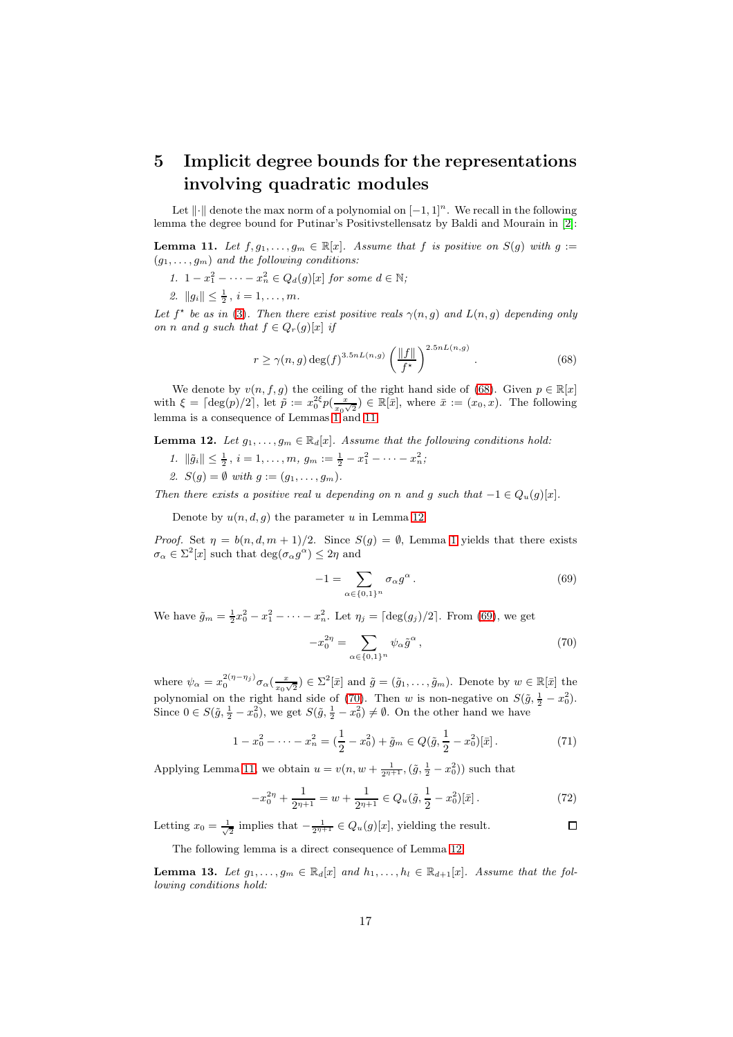## 5 Implicit degree bounds for the representations involving quadratic modules

Let $\|\cdot\|$ denote the max norm of a polynomial on $[-1,1]^n$. We recall in the following lemma the degree bound for Putinar's Positivstellensatz by Baldi and Mourain in [2]:

**Lemma 11.** *Let $f, g_1, \ldots, g_m \in \mathbb{R}[x]$. Assume that $f$ is positive on $S(g)$ with $g := (g_1, \ldots, g_m)$ and the following conditions:*

1. *$1 - x_1^2 - \cdots - x_n^2 \in Q_d(g)[x]$ for some $d \in \mathbb{N}$;*
2. *$\|g_i\| \le \frac{1}{2}$, $i = 1, \ldots, m$.*

*Let $f^\star$ be as in (3). Then there exist positive reals $\gamma(n,g)$ and $L(n,g)$ depending only on $n$ and $g$ such that $f \in Q_r(g)[x]$ if*

$$r \ge \gamma(n,g) \deg(f)^{3.5nL(n,g)} \left(\frac{\|f\|}{f^\star}\right)^{2.5nL(n,g)} . \tag{68}$$

We denote by $v(n,f,g)$ the ceiling of the right hand side of (68). Given $p \in \mathbb{R}[x]$ with $\xi = \lceil \deg(p)/2 \rceil$, let $\tilde{p} := x_0^{2\xi} p(\frac{x}{x_0\sqrt{2}}) \in \mathbb{R}[\bar{x}]$, where $\bar{x} := (x_0, x)$. The following lemma is a consequence of Lemmas 1 and 11.

**Lemma 12.** *Let $g_1, \ldots, g_m \in \mathbb{R}_d[x]$. Assume that the following conditions hold:*

1. *$\|\tilde{g}_i\| \le \frac{1}{2}$, $i = 1, \ldots, m$, $g_m := \frac{1}{2} - x_1^2 - \cdots - x_n^2$;*
2. *$S(g) = \emptyset$ with $g := (g_1, \ldots, g_m)$.*

*Then there exists a positive real $u$ depending on $n$ and $g$ such that $-1 \in Q_u(g)[x]$.*

Denote by $u(n,d,g)$ the parameter $u$ in Lemma 12.

*Proof.* Set $\eta = b(n,d,m+1)/2$. Since $S(g) = \emptyset$, Lemma 1 yields that there exists $\sigma_\alpha \in \Sigma^2[x]$ such that $\deg(\sigma_\alpha g^\alpha) \le 2\eta$ and

$$-1 = \sum_{\alpha \in \{0,1\}^n} \sigma_\alpha g^\alpha . \tag{69}$$

We have $\tilde{g}_m = \frac{1}{2}x_0^2 - x_1^2 - \cdots - x_n^2$. Let $\eta_j = \lceil \deg(g_j)/2 \rceil$. From (69), we get

$$-x_0^{2\eta} = \sum_{\alpha \in \{0,1\}^n} \psi_\alpha \tilde{g}^\alpha , \tag{70}$$

where $\psi_\alpha = x_0^{2(\eta - \eta_j)} \sigma_\alpha(\frac{x}{x_0\sqrt{2}}) \in \Sigma^2[\bar{x}]$ and $\tilde{g} = (\tilde{g}_1, \ldots, \tilde{g}_m)$. Denote by $w \in \mathbb{R}[\bar{x}]$ the polynomial on the right hand side of (70). Then $w$ is non-negative on $S(\tilde{g}, \frac{1}{2} - x_0^2)$. Since $0 \in S(\tilde{g}, \frac{1}{2} - x_0^2)$, we get $S(\tilde{g}, \frac{1}{2} - x_0^2) \ne \emptyset$. On the other hand we have

$$1 - x_0^2 - \cdots - x_n^2 = (\frac{1}{2} - x_0^2) + \tilde{g}_m \in Q(\tilde{g}, \frac{1}{2} - x_0^2)[\bar{x}] . \tag{71}$$

Applying Lemma 11, we obtain $u = v(n, w + \frac{1}{2^{\eta+1}}, (\tilde{g}, \frac{1}{2} - x_0^2))$ such that

$$-x_0^{2\eta} + \frac{1}{2^{\eta+1}} = w + \frac{1}{2^{\eta+1}} \in Q_u(\tilde{g}, \frac{1}{2} - x_0^2)[\bar{x}] . \tag{72}$$

Letting $x_0 = \frac{1}{\sqrt{2}}$ implies that $-\frac{1}{2^{\eta+1}} \in Q_u(g)[x]$, yielding the result. $\square$

The following lemma is a direct consequence of Lemma 12.

**Lemma 13.** *Let $g_1, \ldots, g_m \in \mathbb{R}_d[x]$ and $h_1, \ldots, h_l \in \mathbb{R}_{d+1}[x]$. Assume that the following conditions hold:*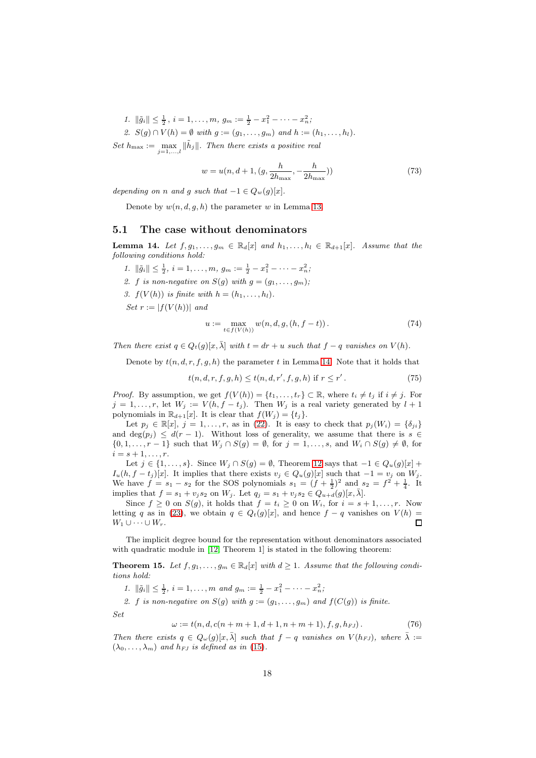1. $\|\tilde{g}_i\| \leq \frac{1}{2}$, $i = 1, \ldots, m$, $g_m := \frac{1}{2} - x_1^2 - \cdots - x_n^2$;
2. $S(g) \cap V(h) = \emptyset$ *with* $g := (g_1, \ldots, g_m)$ *and* $h := (h_1, \ldots, h_l)$.

*Set* $h_{\max} := \max_{j=1,\ldots,l} \|\tilde{h}_j\|$. *Then there exists a positive real*

$$w = u(n, d+1, (g, \frac{h}{2h_{\max}}, -\frac{h}{2h_{\max}})) \tag{73}$$

*depending on* $n$ *and* $g$ *such that* $-1 \in Q_w(g)[x]$.

Denote by $w(n, d, g, h)$ the parameter $w$ in Lemma 13.

## 5.1 The case without denominators

**Lemma 14.** *Let* $f, g_1, \ldots, g_m \in \mathbb{R}_d[x]$ *and* $h_1, \ldots, h_l \in \mathbb{R}_{d+1}[x]$. *Assume that the following conditions hold:*

1. $\|\tilde{g}_i\| \leq \frac{1}{2}$, $i = 1, \ldots, m$, $g_m := \frac{1}{2} - x_1^2 - \cdots - x_n^2$;
2. $f$ *is non-negative on* $S(g)$ *with* $g = (g_1, \ldots, g_m)$;
3. $f(V(h))$ *is finite with* $h = (h_1, \ldots, h_l)$.

*Set* $r := |f(V(h))|$ *and*

$$u := \max_{t \in f(V(h))} w(n, d, g, (h, f - t)). \tag{74}$$

*Then there exist* $q \in Q_t(g)[x, \bar{\lambda}]$ *with* $t = dr + u$ *such that* $f - q$ *vanishes on* $V(h)$.

Denote by $t(n, d, r, f, g, h)$ the parameter $t$ in Lemma 14. Note that it holds that

$$t(n, d, r, f, g, h) \leq t(n, d, r', f, g, h) \text{ if } r \leq r'. \tag{75}$$

*Proof.* By assumption, we get $f(V(h)) = \{t_1, \ldots, t_r\} \subset \mathbb{R}$, where $t_i \neq t_j$ if $i \neq j$. For $j = 1, \ldots, r$, let $W_j := V(h, f - t_j)$. Then $W_j$ is a real variety generated by $l + 1$ polynomials in $\mathbb{R}_{d+1}[x]$. It is clear that $f(W_j) = \{t_j\}$.

Let $p_j \in \mathbb{R}[x]$, $j = 1, \ldots, r$, as in (22). It is easy to check that $p_j(W_i) = \{\delta_{ji}\}$ and $\deg(p_j) \leq d(r-1)$. Without loss of generality, we assume that there is $s \in \{0, 1, \ldots, r-1\}$ such that $W_j \cap S(g) = \emptyset$, for $j = 1, \ldots, s$, and $W_i \cap S(g) \neq \emptyset$, for $i = s+1, \ldots, r$.

Let $j \in \{1, \ldots, s\}$. Since $W_j \cap S(g) = \emptyset$, Theorem 12 says that $-1 \in Q_u(g)[x] + I_u(h, f - t_j)[x]$. It implies that there exists $v_j \in Q_u(g)[x]$ such that $-1 = v_j$ on $W_j$. We have $f = s_1 - s_2$ for the SOS polynomials $s_1 = (f + \frac{1}{2})^2$ and $s_2 = f^2 + \frac{1}{4}$. It implies that $f = s_1 + v_j s_2$ on $W_j$. Let $q_j = s_1 + v_j s_2 \in Q_{u+d}(g)[x, \bar{\lambda}]$.

Since $f \geq 0$ on $S(g)$, it holds that $f = t_i \geq 0$ on $W_i$, for $i = s+1, \ldots, r$. Now letting $q$ as in (23), we obtain $q \in Q_t(g)[x]$, and hence $f - q$ vanishes on $V(h) = W_1 \cup \cdots \cup W_r$. $\square$

The implicit degree bound for the representation without denominators associated with quadratic module in [12, Theorem 1] is stated in the following theorem:

**Theorem 15.** *Let* $f, g_1, \ldots, g_m \in \mathbb{R}_d[x]$ *with* $d \geq 1$. *Assume that the following conditions hold:*

1. $\|\tilde{g}_i\| \leq \frac{1}{2}$, $i = 1, \ldots, m$ *and* $g_m := \frac{1}{2} - x_1^2 - \cdots - x_n^2$;
2. $f$ *is non-negative on* $S(g)$ *with* $g := (g_1, \ldots, g_m)$ *and* $f(C(g))$ *is finite.*

*Set*

$$\omega := t(n, d, c(n+m+1, d+1, n+m+1), f, g, h_{FJ}). \tag{76}$$

*Then there exists* $q \in Q_\omega(g)[x, \bar{\lambda}]$ *such that* $f - q$ *vanishes on* $V(h_{FJ})$, *where* $\bar{\lambda} := (\lambda_0, \ldots, \lambda_m)$ *and* $h_{FJ}$ *is defined as in* (15).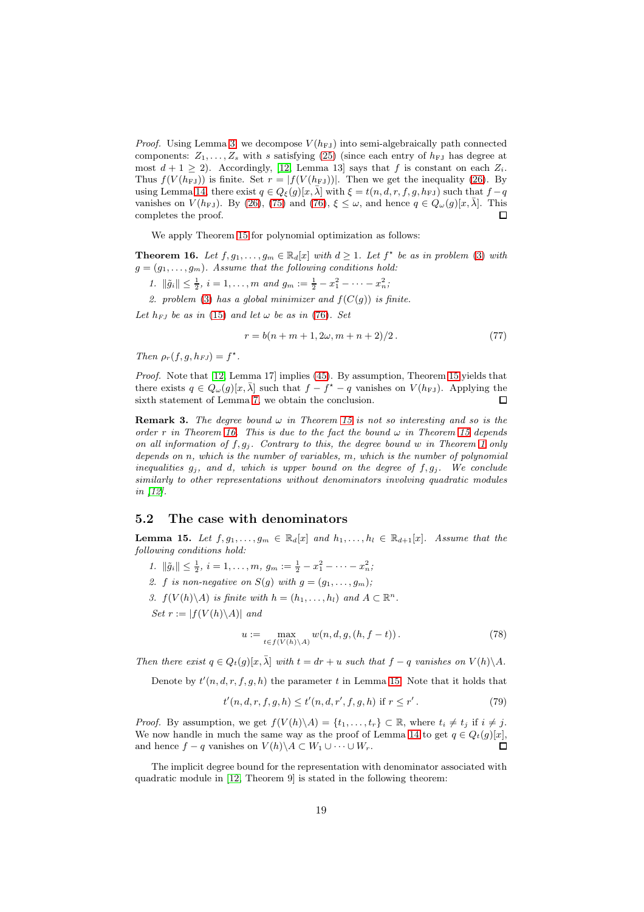*Proof.* Using Lemma 3, we decompose $V(h_{\rm FJ})$ into semi-algebraically path connected components: $Z_1,\dots,Z_s$ with $s$ satisfying (25) (since each entry of $h_{\rm FJ}$ has degree at most $d+1\ge 2$). Accordingly, [12, Lemma 13] says that $f$ is constant on each $Z_i$. Thus $f(V(h_{\rm FJ}))$ is finite. Set $r=|f(V(h_{\rm FJ}))|$. Then we get the inequality (26). By using Lemma 14, there exist $q\in Q_\xi(g)[x,\bar\lambda]$ with $\xi=t(n,d,r,f,g,h_{\rm FJ})$ such that $f-q$ vanishes on $V(h_{\rm FJ})$. By (26), (75) and (76), $\xi\le\omega$, and hence $q\in Q_\omega(g)[x,\bar\lambda]$. This completes the proof. □

We apply Theorem 15 for polynomial optimization as follows:

**Theorem 16.** *Let $f,g_1,\dots,g_m\in\mathbb{R}_d[x]$ with $d\ge 1$. Let $f^\star$ be as in problem (3) with $g=(g_1,\dots,g_m)$. Assume that the following conditions hold:*

1. *$\|\tilde g_i\|\le\frac{1}{2}$, $i=1,\dots,m$ and $g_m:=\frac{1}{2}-x_1^2-\dots-x_n^2$;*
2. *problem (3) has a global minimizer and $f(C(g))$ is finite.*

*Let $h_{FJ}$ be as in (15) and let $\omega$ be as in (76). Set*

$$r=b(n+m+1,2\omega,m+n+2)/2\,. \tag{77}$$

*Then $\rho_r(f,g,h_{FJ})=f^\star$.*

*Proof.* Note that [12, Lemma 17] implies (45). By assumption, Theorem 15 yields that there exists $q\in Q_\omega(g)[x,\bar\lambda]$ such that $f-f^\star-q$ vanishes on $V(h_{\rm FJ})$. Applying the sixth statement of Lemma 7, we obtain the conclusion. □

**Remark 3.** *The degree bound $\omega$ in Theorem 15 is not so interesting and so is the order $r$ in Theorem 16. This is due to the fact the bound $\omega$ in Theorem 15 depends on all information of $f,g_j$. Contrary to this, the degree bound $w$ in Theorem 1 only depends on $n$, which is the number of variables, $m$, which is the number of polynomial inequalities $g_j$, and $d$, which is upper bound on the degree of $f,g_j$. We conclude similarly to other representations without denominators involving quadratic modules in [12].*

## 5.2 The case with denominators

**Lemma 15.** *Let $f,g_1,\dots,g_m\in\mathbb{R}_d[x]$ and $h_1,\dots,h_l\in\mathbb{R}_{d+1}[x]$. Assume that the following conditions hold:*

1. *$\|\tilde g_i\|\le\frac{1}{2}$, $i=1,\dots,m$, $g_m:=\frac{1}{2}-x_1^2-\dots-x_n^2$;*
2. *$f$ is non-negative on $S(g)$ with $g=(g_1,\dots,g_m)$;*
3. *$f(V(h)\backslash A)$ is finite with $h=(h_1,\dots,h_l)$ and $A\subset\mathbb{R}^n$.*

*Set $r:=|f(V(h)\backslash A)|$ and*

$$u:=\max_{t\in f(V(h)\backslash A)} w(n,d,g,(h,f-t))\,. \tag{78}$$

*Then there exist $q\in Q_t(g)[x,\bar\lambda]$ with $t=dr+u$ such that $f-q$ vanishes on $V(h)\backslash A$.*

Denote by $t'(n,d,r,f,g,h)$ the parameter $t$ in Lemma 15. Note that it holds that

$$t'(n,d,r,f,g,h)\le t'(n,d,r',f,g,h)\text{ if }r\le r'\,. \tag{79}$$

*Proof.* By assumption, we get $f(V(h)\backslash A)=\{t_1,\dots,t_r\}\subset\mathbb{R}$, where $t_i\neq t_j$ if $i\neq j$. We now handle in much the same way as the proof of Lemma 14 to get $q\in Q_t(g)[x]$, and hence $f-q$ vanishes on $V(h)\backslash A\subset W_1\cup\dots\cup W_r$. □

The implicit degree bound for the representation with denominator associated with quadratic module in [12, Theorem 9] is stated in the following theorem: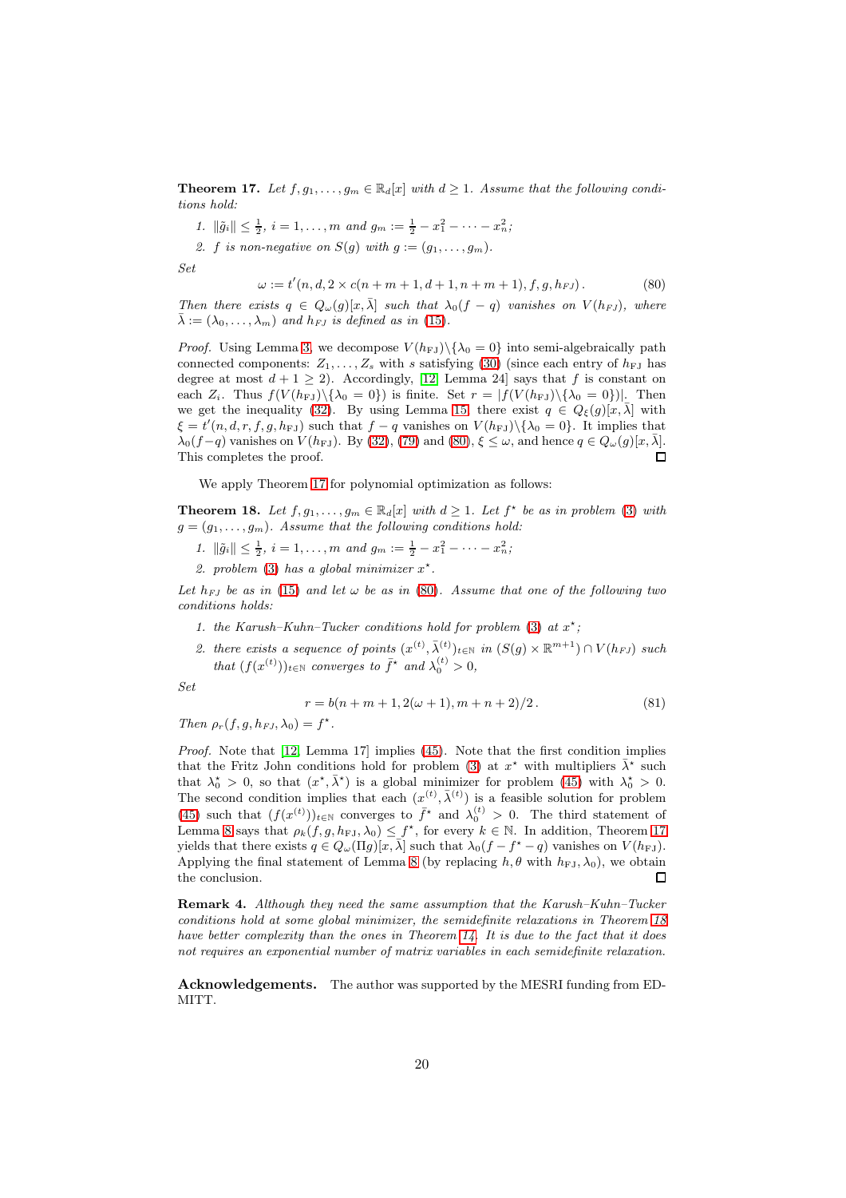**Theorem 17.** *Let $f, g_1, \ldots, g_m \in \mathbb{R}_d[x]$ with $d \geq 1$. Assume that the following conditions hold:*

1. *$\|\tilde{g}_i\| \leq \frac{1}{2}$, $i = 1, \ldots, m$ and $g_m := \frac{1}{2} - x_1^2 - \cdots - x_n^2$;*
2. *$f$ is non-negative on $S(g)$ with $g := (g_1, \ldots, g_m)$.*

*Set*

$$\omega := t'(n, d, 2 \times c(n + m + 1, d + 1, n + m + 1), f, g, h_{FJ}) . \tag{80}$$

*Then there exists $q \in Q_\omega(g)[x, \bar{\lambda}]$ such that $\lambda_0(f - q)$ vanishes on $V(h_{FJ})$, where $\bar{\lambda} := (\lambda_0, \ldots, \lambda_m)$ and $h_{FJ}$ is defined as in (15).*

*Proof.* Using Lemma 3, we decompose $V(h_{\mathrm{FJ}})\backslash\{\lambda_0 = 0\}$ into semi-algebraically path connected components: $Z_1, \ldots, Z_s$ with $s$ satisfying (30) (since each entry of $h_{\mathrm{FJ}}$ has degree at most $d + 1 \geq 2$). Accordingly, [12, Lemma 24] says that $f$ is constant on each $Z_i$. Thus $f(V(h_{\mathrm{FJ}})\backslash\{\lambda_0 = 0\})$ is finite. Set $r = |f(V(h_{\mathrm{FJ}})\backslash\{\lambda_0 = 0\})|$. Then we get the inequality (32). By using Lemma 15, there exist $q \in Q_\xi(g)[x, \bar{\lambda}]$ with $\xi = t'(n, d, r, f, g, h_{\mathrm{FJ}})$ such that $f - q$ vanishes on $V(h_{\mathrm{FJ}})\backslash\{\lambda_0 = 0\}$. It implies that $\lambda_0(f - q)$ vanishes on $V(h_{\mathrm{FJ}})$. By (32), (79) and (80), $\xi \leq \omega$, and hence $q \in Q_\omega(g)[x, \bar{\lambda}]$. This completes the proof. ◻

We apply Theorem 17 for polynomial optimization as follows:

**Theorem 18.** *Let $f, g_1, \ldots, g_m \in \mathbb{R}_d[x]$ with $d \geq 1$. Let $f^\star$ be as in problem (3) with $g = (g_1, \ldots, g_m)$. Assume that the following conditions hold:*

1. *$\|\tilde{g}_i\| \leq \frac{1}{2}$, $i = 1, \ldots, m$ and $g_m := \frac{1}{2} - x_1^2 - \cdots - x_n^2$;*
2. *problem (3) has a global minimizer $x^\star$.*

*Let $h_{FJ}$ be as in (15) and let $\omega$ be as in (80). Assume that one of the following two conditions holds:*

1. *the Karush–Kuhn–Tucker conditions hold for problem (3) at $x^\star$;*
2. *there exists a sequence of points $(x^{(t)}, \bar{\lambda}^{(t)})_{t \in \mathbb{N}}$ in $(S(g) \times \mathbb{R}^{m+1}) \cap V(h_{FJ})$ such that $(f(x^{(t)}))_{t \in \mathbb{N}}$ converges to $\bar{f}^\star$ and $\lambda_0^{(t)} > 0$,*

*Set*

$$r = b(n + m + 1, 2(\omega + 1), m + n + 2)/2 . \tag{81}$$

*Then $\rho_r(f, g, h_{FJ}, \lambda_0) = f^\star$.*

*Proof.* Note that [12, Lemma 17] implies (45). Note that the first condition implies that the Fritz John conditions hold for problem (3) at $x^\star$ with multipliers $\bar{\lambda}^\star$ such that $\lambda_0^\star > 0$, so that $(x^\star, \bar{\lambda}^\star)$ is a global minimizer for problem (45) with $\lambda_0^\star > 0$. The second condition implies that each $(x^{(t)}, \bar{\lambda}^{(t)})$ is a feasible solution for problem (45) such that $(f(x^{(t)}))_{t \in \mathbb{N}}$ converges to $\bar{f}^\star$ and $\lambda_0^{(t)} > 0$. The third statement of Lemma 8 says that $\rho_k(f, g, h_{\mathrm{FJ}}, \lambda_0) \leq f^\star$, for every $k \in \mathbb{N}$. In addition, Theorem 17 yields that there exists $q \in Q_\omega(\Pi g)[x, \bar{\lambda}]$ such that $\lambda_0(f - f^\star - q)$ vanishes on $V(h_{\mathrm{FJ}})$. Applying the final statement of Lemma 8 (by replacing $h, \theta$ with $h_{\mathrm{FJ}}, \lambda_0$), we obtain the conclusion. ◻

**Remark 4.** *Although they need the same assumption that the Karush–Kuhn–Tucker conditions hold at some global minimizer, the semidefinite relaxations in Theorem 18 have better complexity than the ones in Theorem 14. It is due to the fact that it does not requires an exponential number of matrix variables in each semidefinite relaxation.*

**Acknowledgements.** The author was supported by the MESRI funding from EDMITT.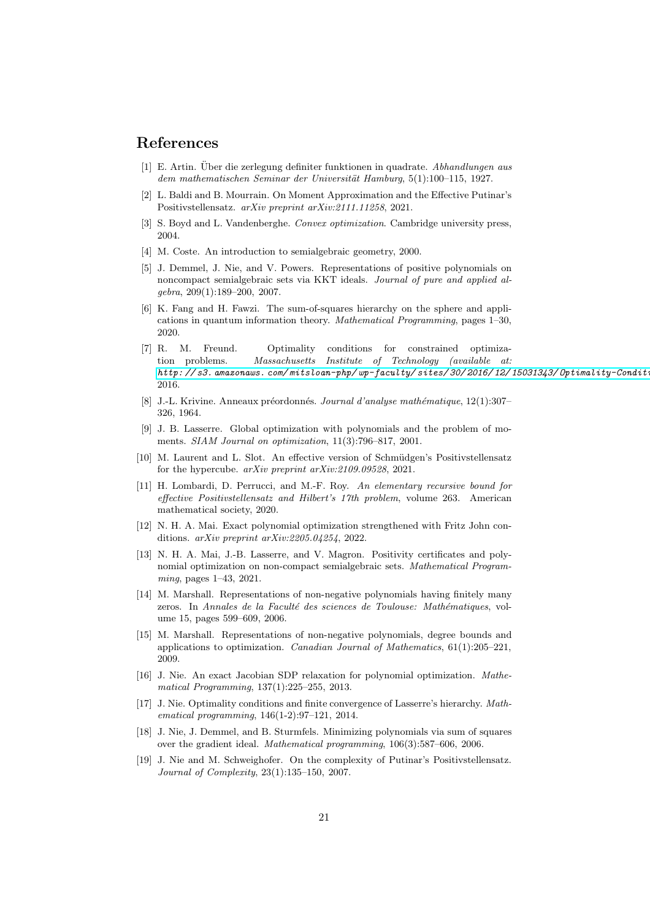# References

[1] E. Artin. Über die zerlegung definiter funktionen in quadrate. *Abhandlungen aus dem mathematischen Seminar der Universität Hamburg*, 5(1):100–115, 1927.

[2] L. Baldi and B. Mourrain. On Moment Approximation and the Effective Putinar's Positivstellensatz. *arXiv preprint arXiv:2111.11258*, 2021.

[3] S. Boyd and L. Vandenberghe. *Convex optimization*. Cambridge university press, 2004.

[4] M. Coste. An introduction to semialgebraic geometry, 2000.

[5] J. Demmel, J. Nie, and V. Powers. Representations of positive polynomials on noncompact semialgebraic sets via KKT ideals. *Journal of pure and applied algebra*, 209(1):189–200, 2007.

[6] K. Fang and H. Fawzi. The sum-of-squares hierarchy on the sphere and applications in quantum information theory. *Mathematical Programming*, pages 1–30, 2020.

[7] R. M. Freund. Optimality conditions for constrained optimization problems. *Massachusetts Institute of Technology (available at: http://s3.amazonaws.com/mitsloan-php/wp-faculty/sites/30/2016/12/15031343/Optimality-Condit*, 2016.

[8] J.-L. Krivine. Anneaux préordonnés. *Journal d'analyse mathématique*, 12(1):307–326, 1964.

[9] J. B. Lasserre. Global optimization with polynomials and the problem of moments. *SIAM Journal on optimization*, 11(3):796–817, 2001.

[10] M. Laurent and L. Slot. An effective version of Schmüdgen's Positivstellensatz for the hypercube. *arXiv preprint arXiv:2109.09528*, 2021.

[11] H. Lombardi, D. Perrucci, and M.-F. Roy. *An elementary recursive bound for effective Positivstellensatz and Hilbert's 17th problem*, volume 263. American mathematical society, 2020.

[12] N. H. A. Mai. Exact polynomial optimization strengthened with Fritz John conditions. *arXiv preprint arXiv:2205.04254*, 2022.

[13] N. H. A. Mai, J.-B. Lasserre, and V. Magron. Positivity certificates and polynomial optimization on non-compact semialgebraic sets. *Mathematical Programming*, pages 1–43, 2021.

[14] M. Marshall. Representations of non-negative polynomials having finitely many zeros. In *Annales de la Faculté des sciences de Toulouse: Mathématiques*, volume 15, pages 599–609, 2006.

[15] M. Marshall. Representations of non-negative polynomials, degree bounds and applications to optimization. *Canadian Journal of Mathematics*, 61(1):205–221, 2009.

[16] J. Nie. An exact Jacobian SDP relaxation for polynomial optimization. *Mathematical Programming*, 137(1):225–255, 2013.

[17] J. Nie. Optimality conditions and finite convergence of Lasserre's hierarchy. *Mathematical programming*, 146(1-2):97–121, 2014.

[18] J. Nie, J. Demmel, and B. Sturmfels. Minimizing polynomials via sum of squares over the gradient ideal. *Mathematical programming*, 106(3):587–606, 2006.

[19] J. Nie and M. Schweighofer. On the complexity of Putinar's Positivstellensatz. *Journal of Complexity*, 23(1):135–150, 2007.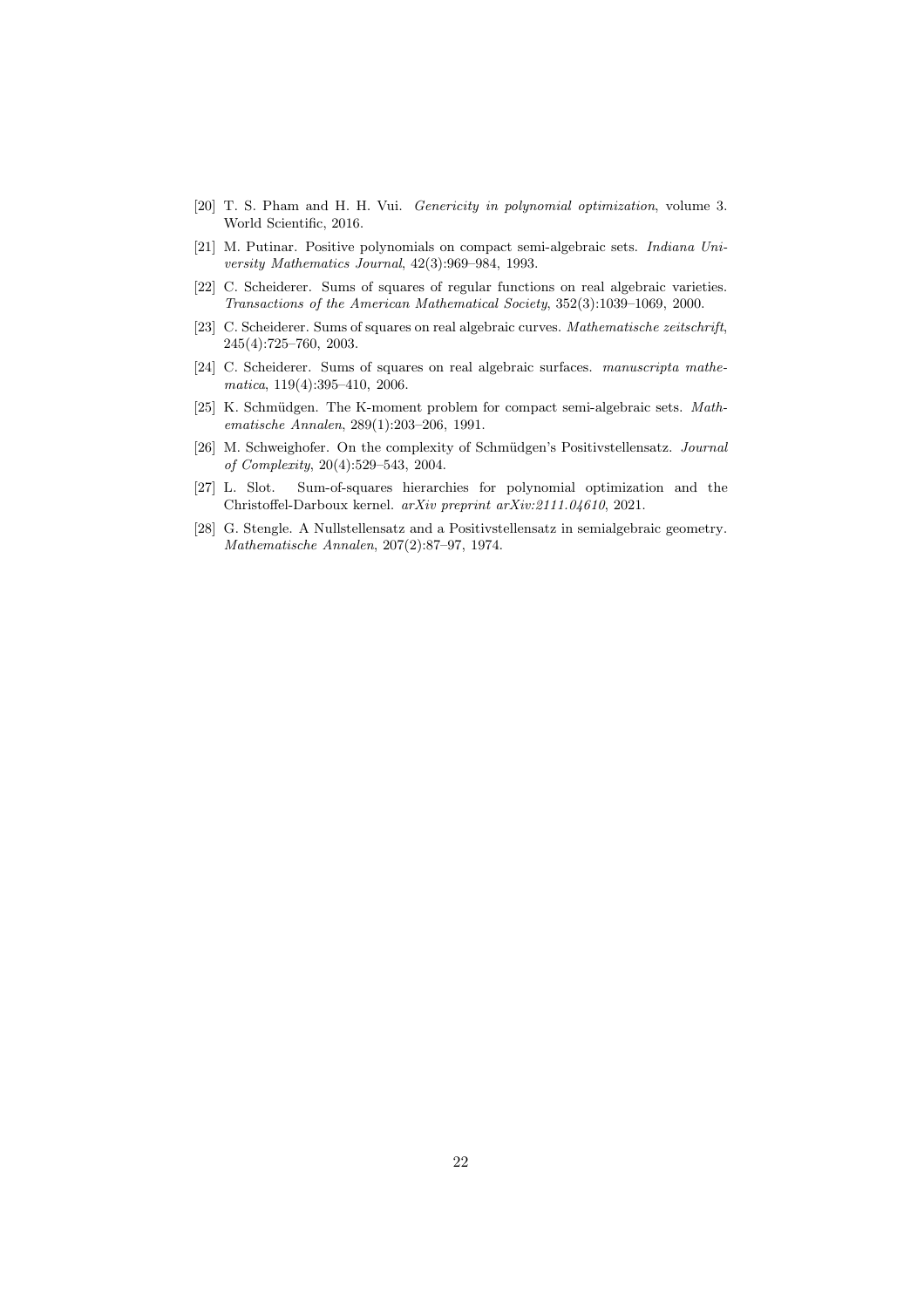[20] T. S. Pham and H. H. Vui. *Genericity in polynomial optimization*, volume 3. World Scientific, 2016.

[21] M. Putinar. Positive polynomials on compact semi-algebraic sets. *Indiana University Mathematics Journal*, 42(3):969–984, 1993.

[22] C. Scheiderer. Sums of squares of regular functions on real algebraic varieties. *Transactions of the American Mathematical Society*, 352(3):1039–1069, 2000.

[23] C. Scheiderer. Sums of squares on real algebraic curves. *Mathematische zeitschrift*, 245(4):725–760, 2003.

[24] C. Scheiderer. Sums of squares on real algebraic surfaces. *manuscripta mathematica*, 119(4):395–410, 2006.

[25] K. Schmüdgen. The K-moment problem for compact semi-algebraic sets. *Mathematische Annalen*, 289(1):203–206, 1991.

[26] M. Schweighofer. On the complexity of Schmüdgen's Positivstellensatz. *Journal of Complexity*, 20(4):529–543, 2004.

[27] L. Slot. Sum-of-squares hierarchies for polynomial optimization and the Christoffel-Darboux kernel. *arXiv preprint arXiv:2111.04610*, 2021.

[28] G. Stengle. A Nullstellensatz and a Positivstellensatz in semialgebraic geometry. *Mathematische Annalen*, 207(2):87–97, 1974.